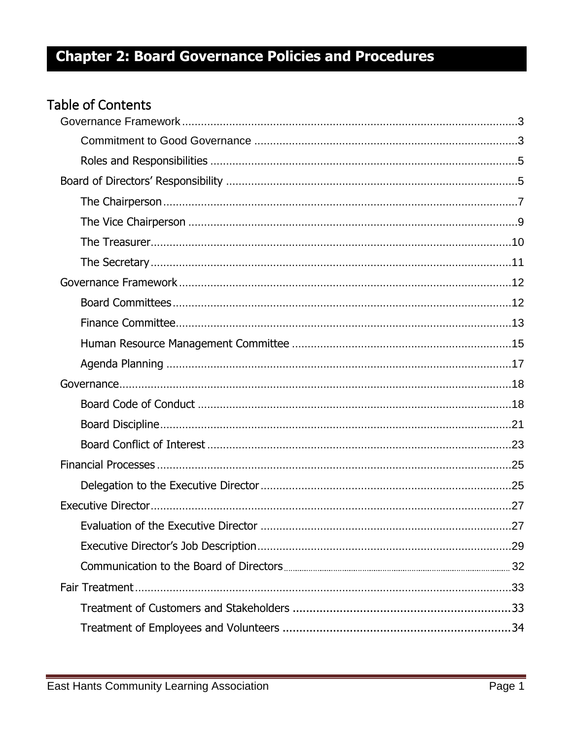# Chapter 2: Board Governance Policies and Procedures

## Table of Contents

- Governance Framework ..... 3
  - Commitment to Good Governance ..... 3
  - Roles and Responsibilities ..... 5
- Board of Directors' Responsibility ..... 5
  - The Chairperson ..... 7
  - The Vice Chairperson ..... 9
  - The Treasurer ..... 10
  - The Secretary ..... 11
- Governance Framework ..... 12
  - Board Committees ..... 12
  - Finance Committee ..... 13
  - Human Resource Management Committee ..... 15
  - Agenda Planning ..... 17
- Governance ..... 18
  - Board Code of Conduct ..... 18
  - Board Discipline ..... 21
  - Board Conflict of Interest ..... 23
- Financial Processes ..... 25
  - Delegation to the Executive Director ..... 25
- Executive Director ..... 27
  - Evaluation of the Executive Director ..... 27
  - Executive Director's Job Description ..... 29
  - Communication to the Board of Directors ..... 32
- Fair Treatment ..... 33
  - Treatment of Customers and Stakeholders ..... 33
  - Treatment of Employees and Volunteers ..... 34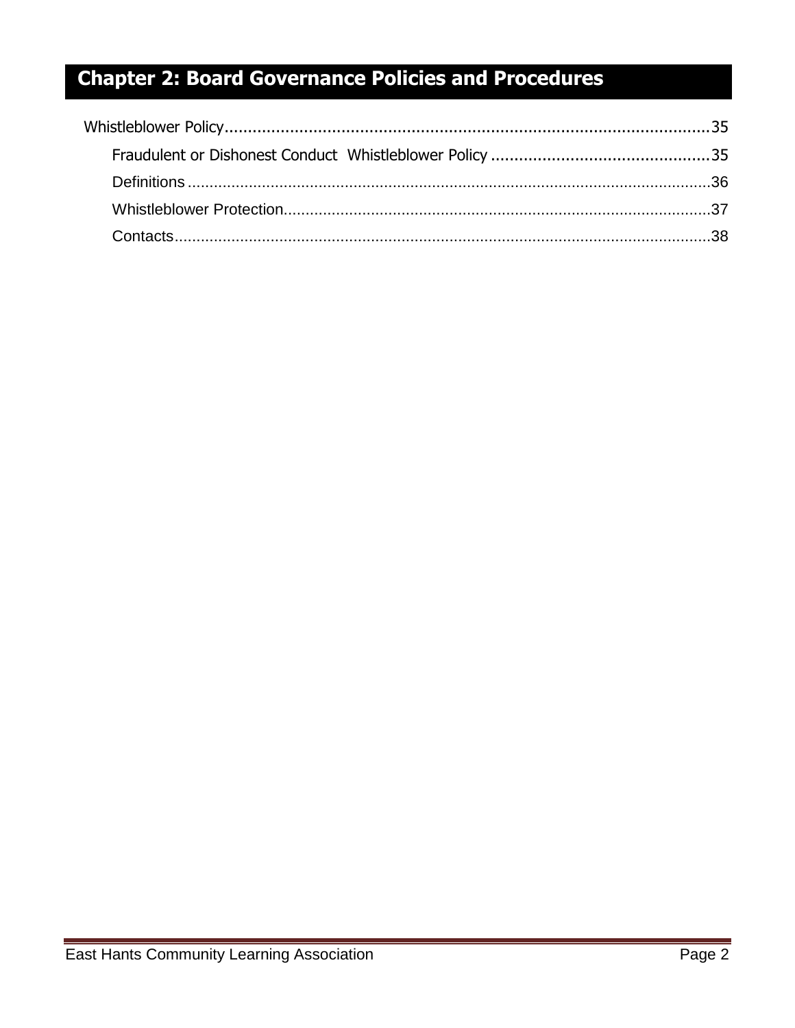# Chapter 2: Board Governance Policies and Procedures

Whistleblower Policy ..... 35

- Fraudulent or Dishonest Conduct  Whistleblower Policy ..... 35
- Definitions ..... 36
- Whistleblower Protection ..... 37
- Contacts ..... 38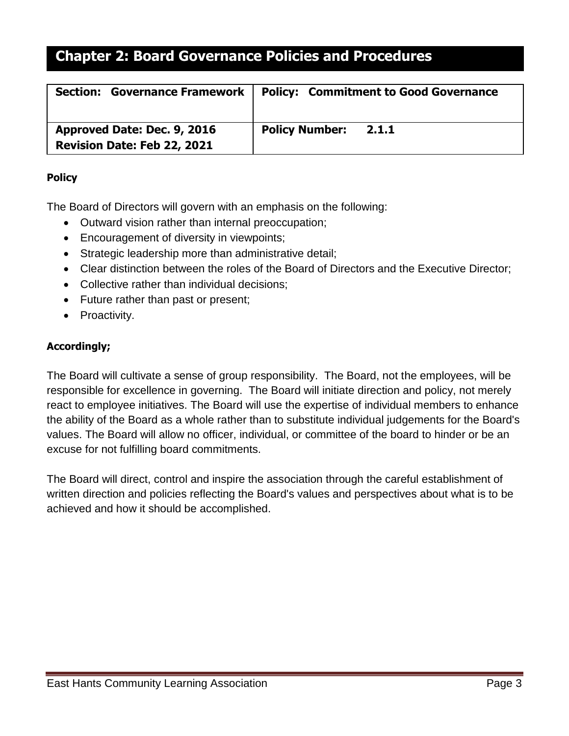# Chapter 2: Board Governance Policies and Procedures

| **Section: Governance Framework** | **Policy: Commitment to Good Governance** |
|---|---|
| **Approved Date: Dec. 9, 2016**<br>**Revision Date: Feb 22, 2021** | **Policy Number: 2.1.1** |

**Policy**

The Board of Directors will govern with an emphasis on the following:

- Outward vision rather than internal preoccupation;
- Encouragement of diversity in viewpoints;
- Strategic leadership more than administrative detail;
- Clear distinction between the roles of the Board of Directors and the Executive Director;
- Collective rather than individual decisions;
- Future rather than past or present;
- Proactivity.

**Accordingly;**

The Board will cultivate a sense of group responsibility. The Board, not the employees, will be responsible for excellence in governing. The Board will initiate direction and policy, not merely react to employee initiatives. The Board will use the expertise of individual members to enhance the ability of the Board as a whole rather than to substitute individual judgements for the Board's values. The Board will allow no officer, individual, or committee of the board to hinder or be an excuse for not fulfilling board commitments.

The Board will direct, control and inspire the association through the careful establishment of written direction and policies reflecting the Board's values and perspectives about what is to be achieved and how it should be accomplished.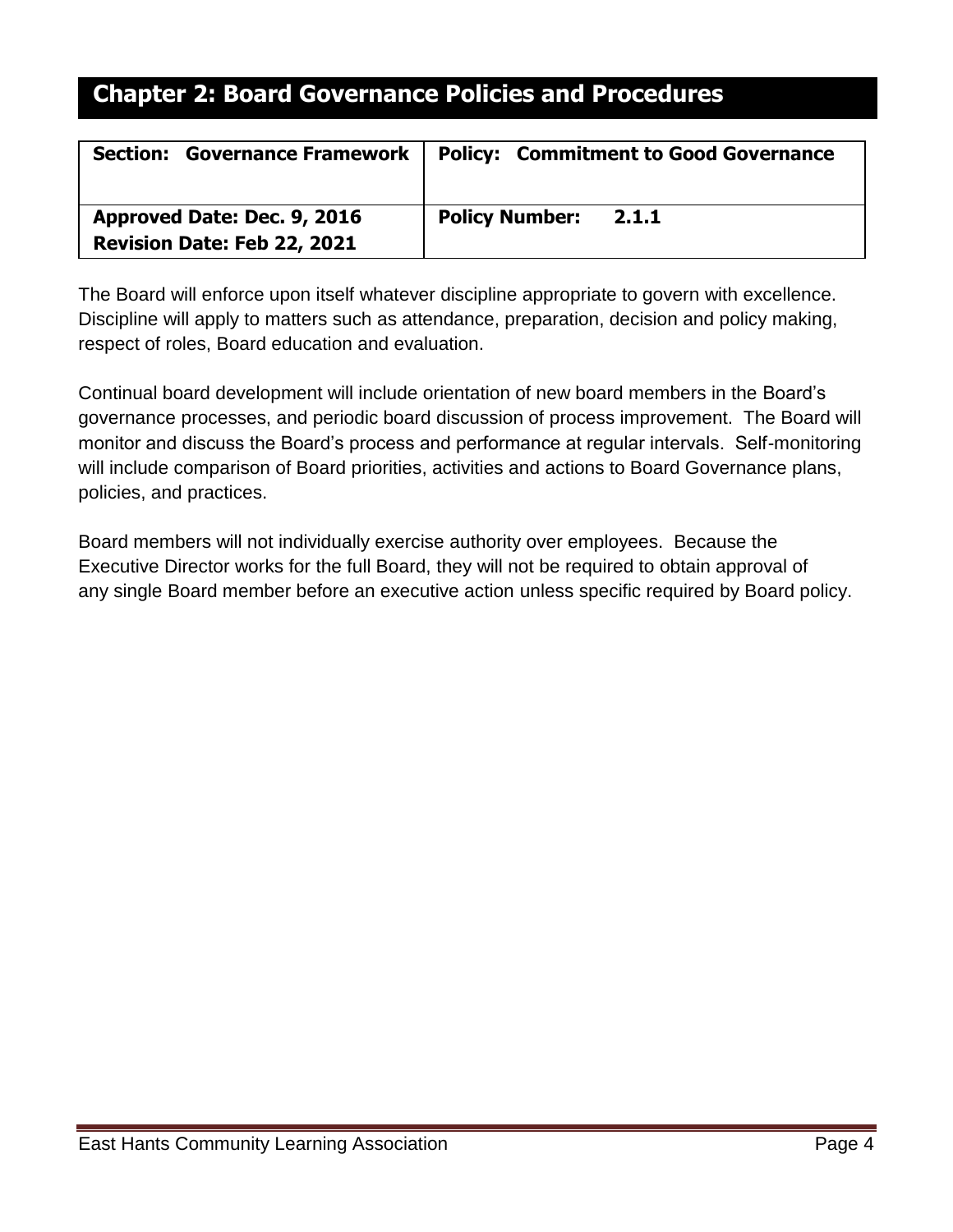# Chapter 2: Board Governance Policies and Procedures

| **Section: Governance Framework** | **Policy: Commitment to Good Governance** |
| --- | --- |
| **Approved Date: Dec. 9, 2016**<br>**Revision Date: Feb 22, 2021** | **Policy Number: 2.1.1** |

The Board will enforce upon itself whatever discipline appropriate to govern with excellence. Discipline will apply to matters such as attendance, preparation, decision and policy making, respect of roles, Board education and evaluation.

Continual board development will include orientation of new board members in the Board's governance processes, and periodic board discussion of process improvement. The Board will monitor and discuss the Board's process and performance at regular intervals. Self-monitoring will include comparison of Board priorities, activities and actions to Board Governance plans, policies, and practices.

Board members will not individually exercise authority over employees. Because the Executive Director works for the full Board, they will not be required to obtain approval of any single Board member before an executive action unless specific required by Board policy.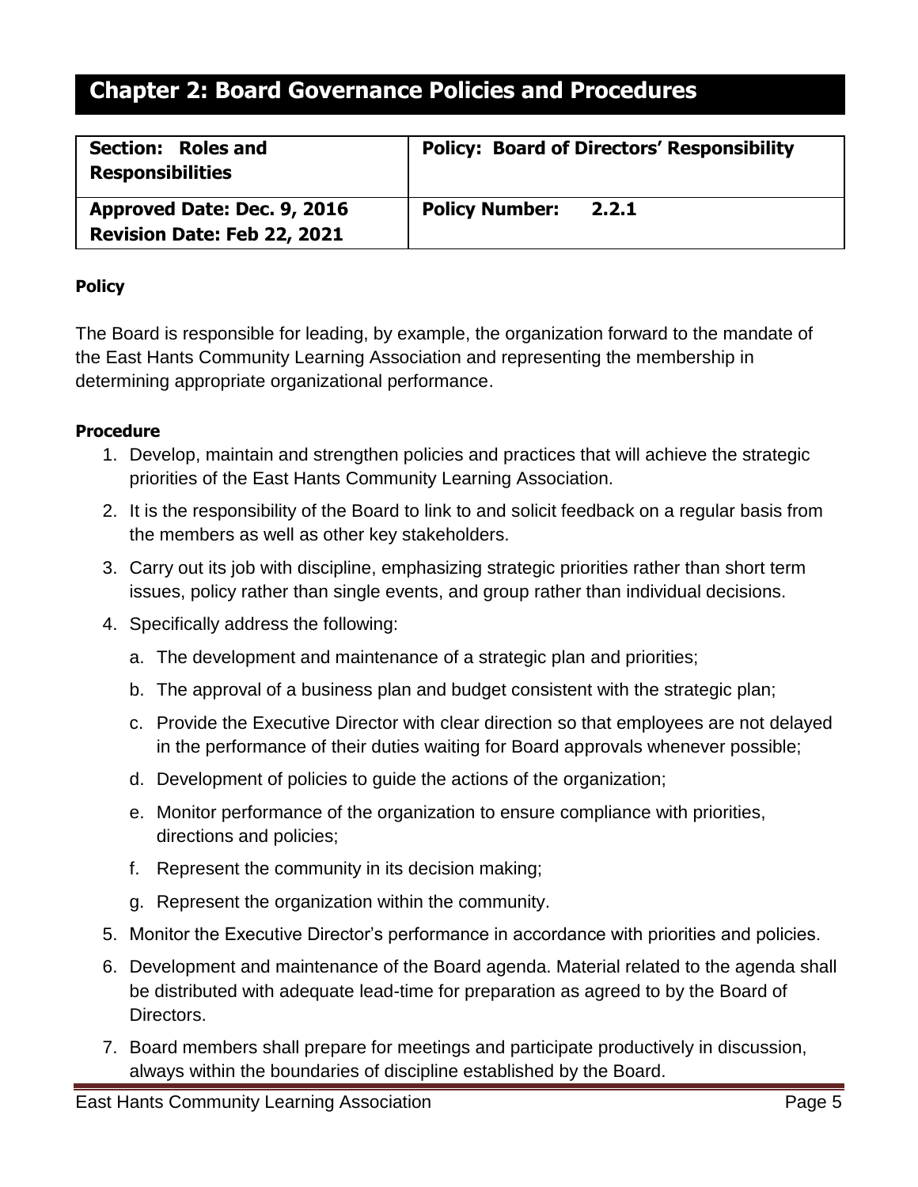# Chapter 2: Board Governance Policies and Procedures

| **Section: Roles and Responsibilities** | **Policy: Board of Directors' Responsibility** |
| --- | --- |
| **Approved Date: Dec. 9, 2016**<br>**Revision Date: Feb 22, 2021** | **Policy Number: 2.2.1** |

**Policy**

The Board is responsible for leading, by example, the organization forward to the mandate of the East Hants Community Learning Association and representing the membership in determining appropriate organizational performance.

**Procedure**

1. Develop, maintain and strengthen policies and practices that will achieve the strategic priorities of the East Hants Community Learning Association.
2. It is the responsibility of the Board to link to and solicit feedback on a regular basis from the members as well as other key stakeholders.
3. Carry out its job with discipline, emphasizing strategic priorities rather than short term issues, policy rather than single events, and group rather than individual decisions.
4. Specifically address the following:
   a. The development and maintenance of a strategic plan and priorities;
   b. The approval of a business plan and budget consistent with the strategic plan;
   c. Provide the Executive Director with clear direction so that employees are not delayed in the performance of their duties waiting for Board approvals whenever possible;
   d. Development of policies to guide the actions of the organization;
   e. Monitor performance of the organization to ensure compliance with priorities, directions and policies;
   f. Represent the community in its decision making;
   g. Represent the organization within the community.
5. Monitor the Executive Director's performance in accordance with priorities and policies.
6. Development and maintenance of the Board agenda. Material related to the agenda shall be distributed with adequate lead-time for preparation as agreed to by the Board of Directors.
7. Board members shall prepare for meetings and participate productively in discussion, always within the boundaries of discipline established by the Board.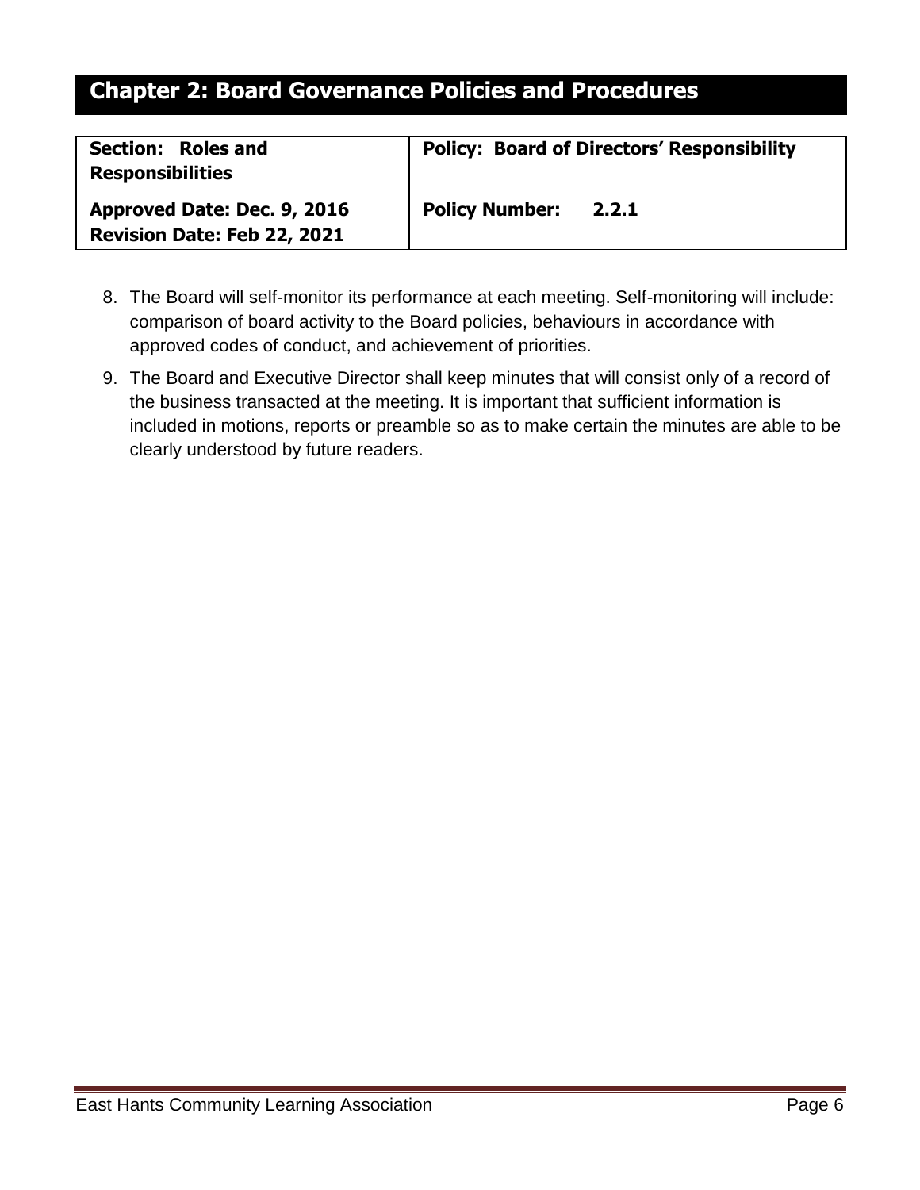# Chapter 2: Board Governance Policies and Procedures

| Section: Roles and Responsibilities | Policy: Board of Directors' Responsibility |
|---|---|
| Approved Date: Dec. 9, 2016<br>Revision Date: Feb 22, 2021 | Policy Number: 2.2.1 |

8. The Board will self-monitor its performance at each meeting. Self-monitoring will include: comparison of board activity to the Board policies, behaviours in accordance with approved codes of conduct, and achievement of priorities.
9. The Board and Executive Director shall keep minutes that will consist only of a record of the business transacted at the meeting. It is important that sufficient information is included in motions, reports or preamble so as to make certain the minutes are able to be clearly understood by future readers.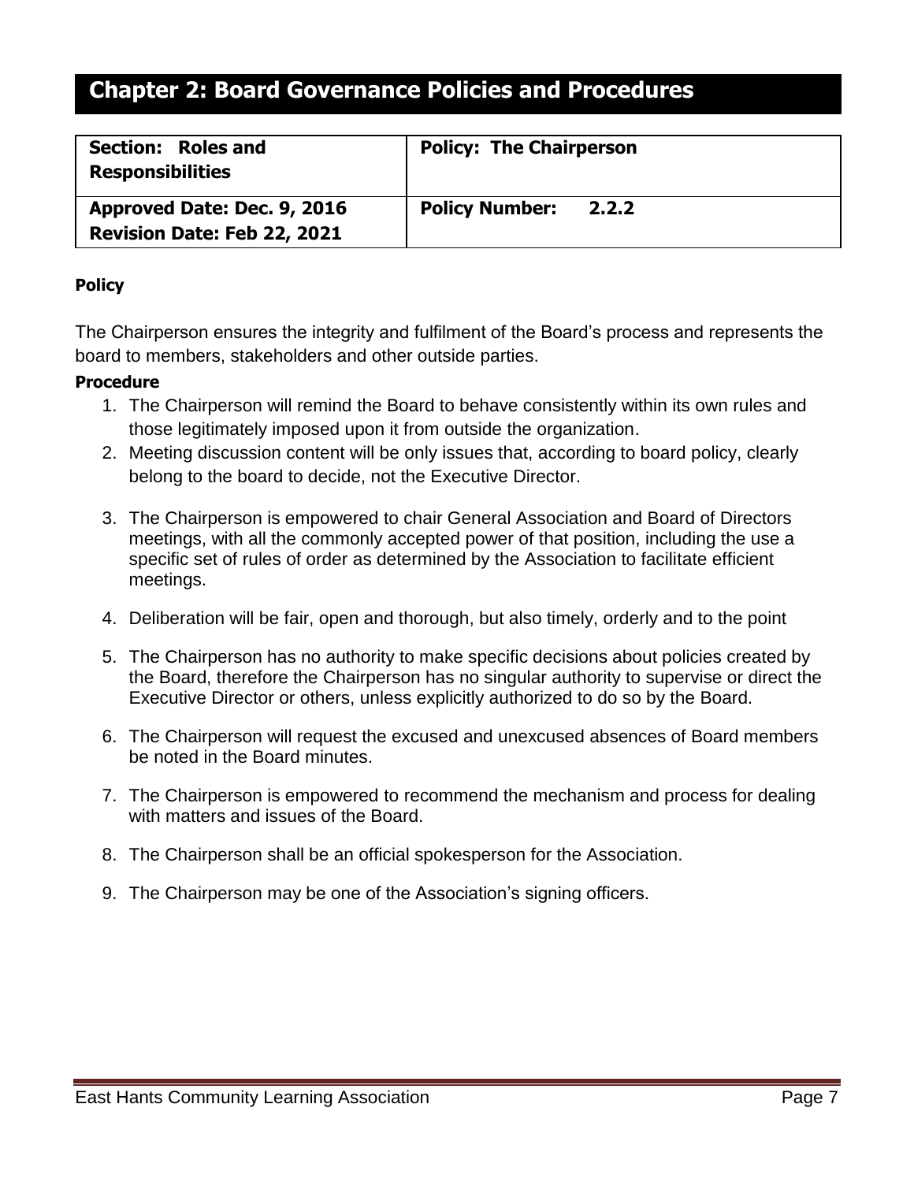## Chapter 2: Board Governance Policies and Procedures

| **Section: Roles and Responsibilities** | **Policy: The Chairperson** |
|---|---|
| **Approved Date: Dec. 9, 2016**<br>**Revision Date: Feb 22, 2021** | **Policy Number: 2.2.2** |

**Policy**

The Chairperson ensures the integrity and fulfilment of the Board's process and represents the board to members, stakeholders and other outside parties.

**Procedure**

1. The Chairperson will remind the Board to behave consistently within its own rules and those legitimately imposed upon it from outside the organization.
2. Meeting discussion content will be only issues that, according to board policy, clearly belong to the board to decide, not the Executive Director.
3. The Chairperson is empowered to chair General Association and Board of Directors meetings, with all the commonly accepted power of that position, including the use a specific set of rules of order as determined by the Association to facilitate efficient meetings.
4. Deliberation will be fair, open and thorough, but also timely, orderly and to the point
5. The Chairperson has no authority to make specific decisions about policies created by the Board, therefore the Chairperson has no singular authority to supervise or direct the Executive Director or others, unless explicitly authorized to do so by the Board.
6. The Chairperson will request the excused and unexcused absences of Board members be noted in the Board minutes.
7. The Chairperson is empowered to recommend the mechanism and process for dealing with matters and issues of the Board.
8. The Chairperson shall be an official spokesperson for the Association.
9. The Chairperson may be one of the Association's signing officers.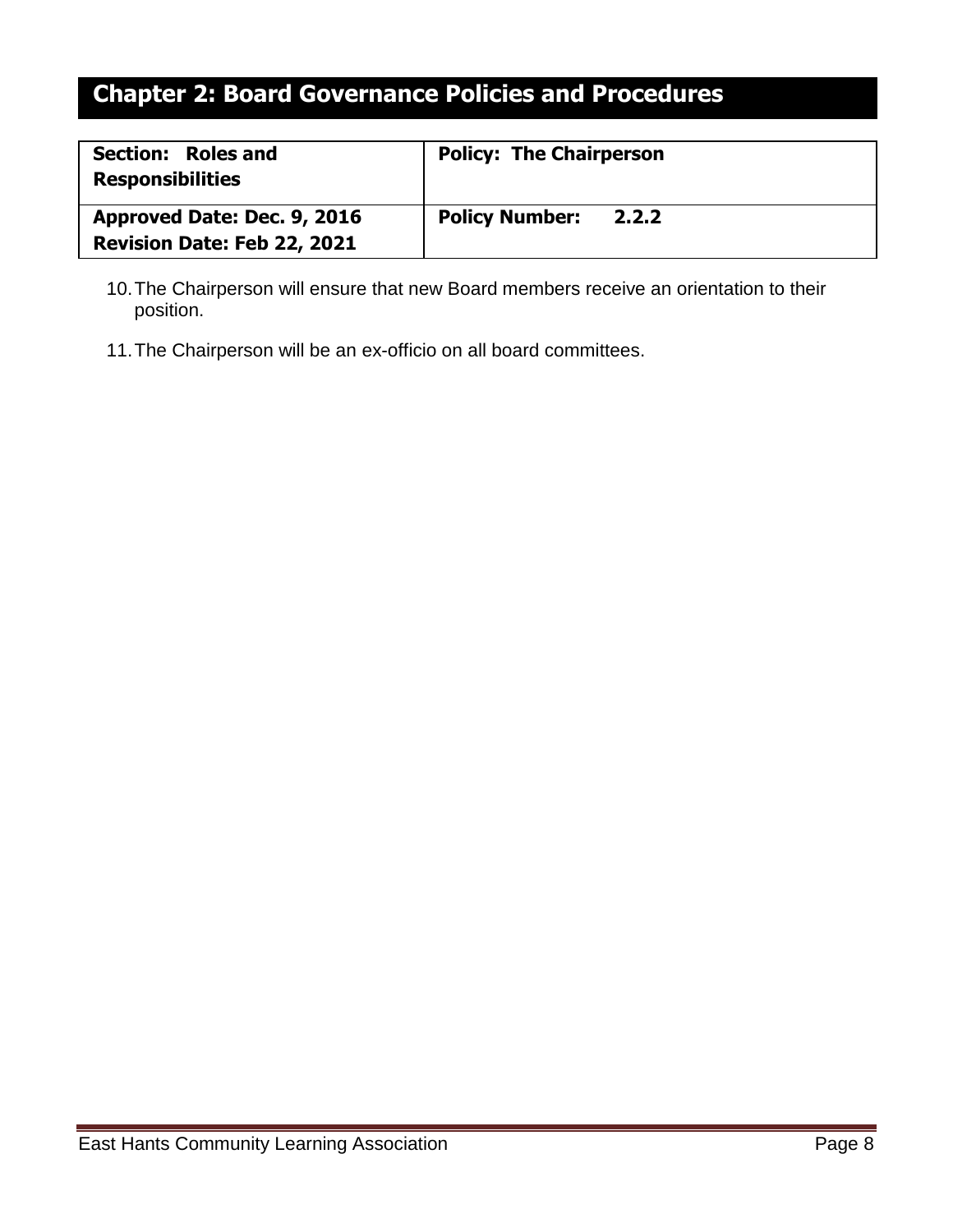# Chapter 2: Board Governance Policies and Procedures

| **Section: Roles and Responsibilities** | **Policy: The Chairperson** |
|---|---|
| **Approved Date: Dec. 9, 2016**<br>**Revision Date: Feb 22, 2021** | **Policy Number: 2.2.2** |

10. The Chairperson will ensure that new Board members receive an orientation to their position.

11. The Chairperson will be an ex-officio on all board committees.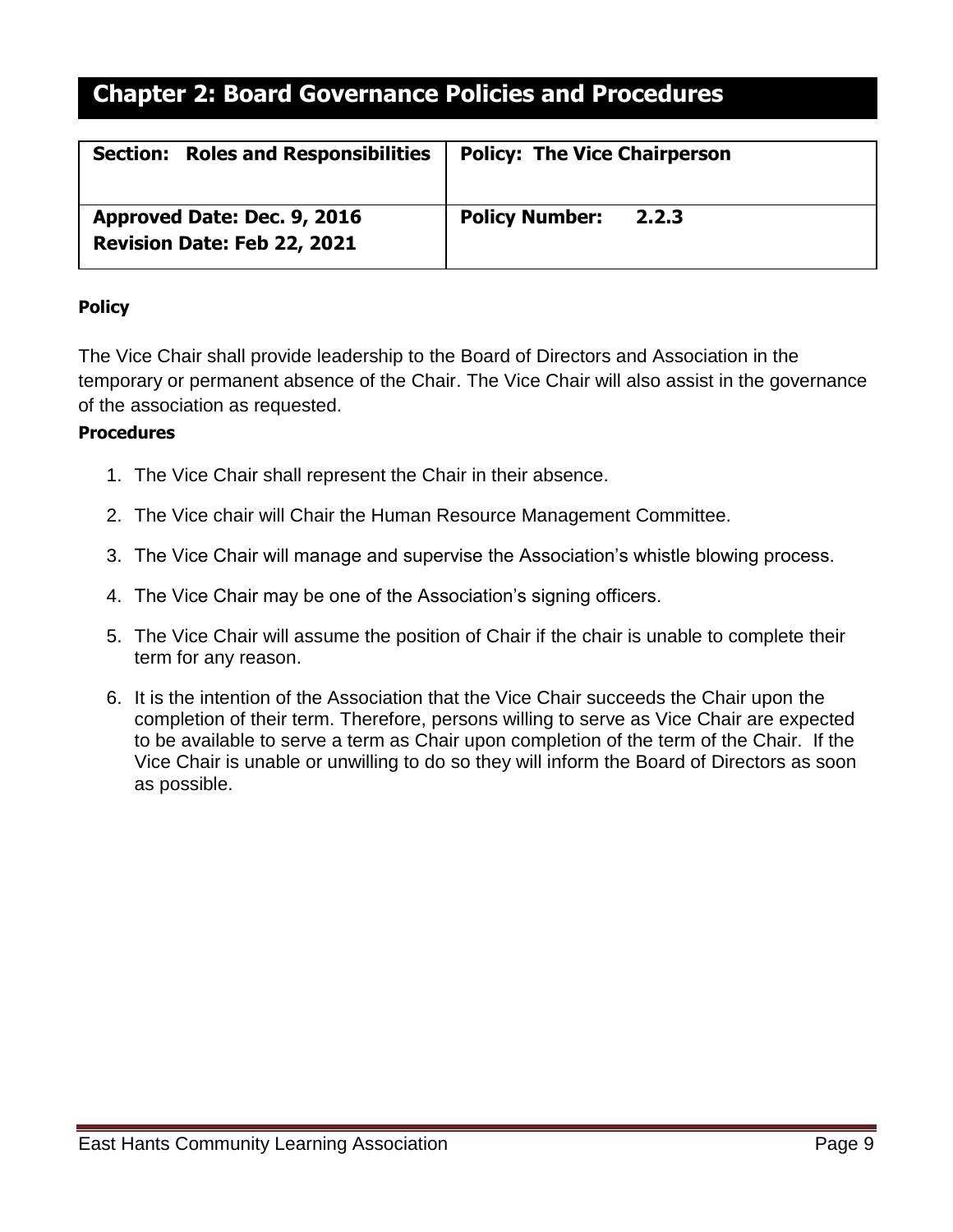# Chapter 2: Board Governance Policies and Procedures

| **Section: Roles and Responsibilities** | **Policy: The Vice Chairperson** |
| --- | --- |
| **Approved Date: Dec. 9, 2016**<br>**Revision Date: Feb 22, 2021** | **Policy Number: 2.2.3** |

**Policy**

The Vice Chair shall provide leadership to the Board of Directors and Association in the temporary or permanent absence of the Chair. The Vice Chair will also assist in the governance of the association as requested.

**Procedures**

1. The Vice Chair shall represent the Chair in their absence.
2. The Vice chair will Chair the Human Resource Management Committee.
3. The Vice Chair will manage and supervise the Association's whistle blowing process.
4. The Vice Chair may be one of the Association's signing officers.
5. The Vice Chair will assume the position of Chair if the chair is unable to complete their term for any reason.
6. It is the intention of the Association that the Vice Chair succeeds the Chair upon the completion of their term. Therefore, persons willing to serve as Vice Chair are expected to be available to serve a term as Chair upon completion of the term of the Chair. If the Vice Chair is unable or unwilling to do so they will inform the Board of Directors as soon as possible.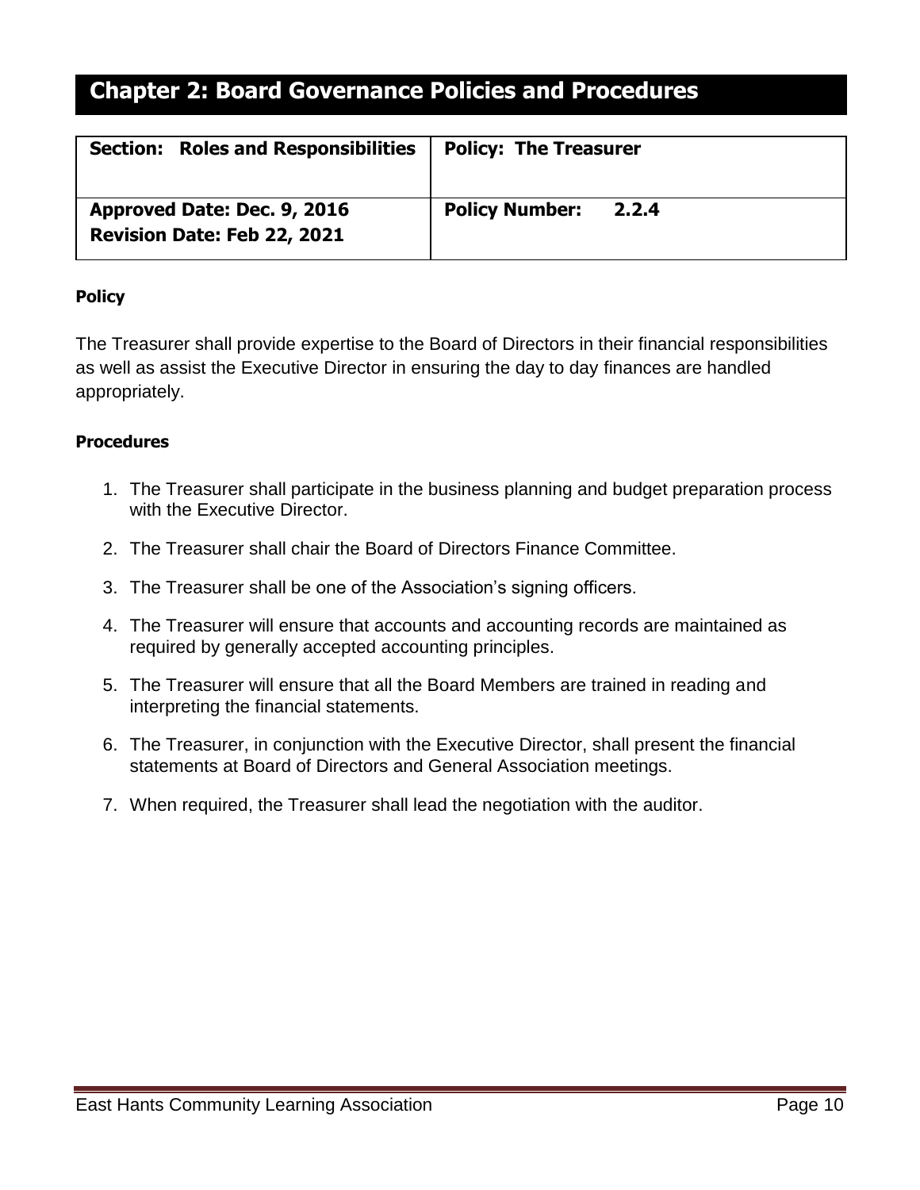# Chapter 2: Board Governance Policies and Procedures

| **Section: Roles and Responsibilities** | **Policy: The Treasurer** |
|---|---|
| **Approved Date: Dec. 9, 2016**<br>**Revision Date: Feb 22, 2021** | **Policy Number: 2.2.4** |

**Policy**

The Treasurer shall provide expertise to the Board of Directors in their financial responsibilities as well as assist the Executive Director in ensuring the day to day finances are handled appropriately.

**Procedures**

1. The Treasurer shall participate in the business planning and budget preparation process with the Executive Director.
2. The Treasurer shall chair the Board of Directors Finance Committee.
3. The Treasurer shall be one of the Association's signing officers.
4. The Treasurer will ensure that accounts and accounting records are maintained as required by generally accepted accounting principles.
5. The Treasurer will ensure that all the Board Members are trained in reading and interpreting the financial statements.
6. The Treasurer, in conjunction with the Executive Director, shall present the financial statements at Board of Directors and General Association meetings.
7. When required, the Treasurer shall lead the negotiation with the auditor.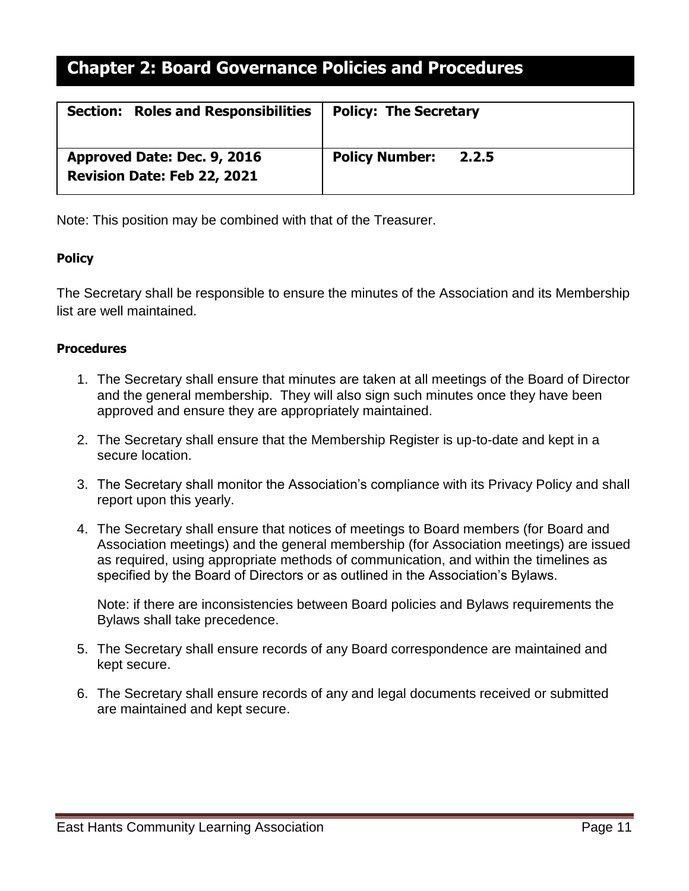# Chapter 2: Board Governance Policies and Procedures

| **Section: Roles and Responsibilities** | **Policy: The Secretary** |
|---|---|
| **Approved Date: Dec. 9, 2016**<br>**Revision Date: Feb 22, 2021** | **Policy Number: 2.2.5** |

Note: This position may be combined with that of the Treasurer.

**Policy**

The Secretary shall be responsible to ensure the minutes of the Association and its Membership list are well maintained.

**Procedures**

1. The Secretary shall ensure that minutes are taken at all meetings of the Board of Director and the general membership. They will also sign such minutes once they have been approved and ensure they are appropriately maintained.

2. The Secretary shall ensure that the Membership Register is up-to-date and kept in a secure location.

3. The Secretary shall monitor the Association's compliance with its Privacy Policy and shall report upon this yearly.

4. The Secretary shall ensure that notices of meetings to Board members (for Board and Association meetings) and the general membership (for Association meetings) are issued as required, using appropriate methods of communication, and within the timelines as specified by the Board of Directors or as outlined in the Association's Bylaws.

   Note: if there are inconsistencies between Board policies and Bylaws requirements the Bylaws shall take precedence.

5. The Secretary shall ensure records of any Board correspondence are maintained and kept secure.

6. The Secretary shall ensure records of any and legal documents received or submitted are maintained and kept secure.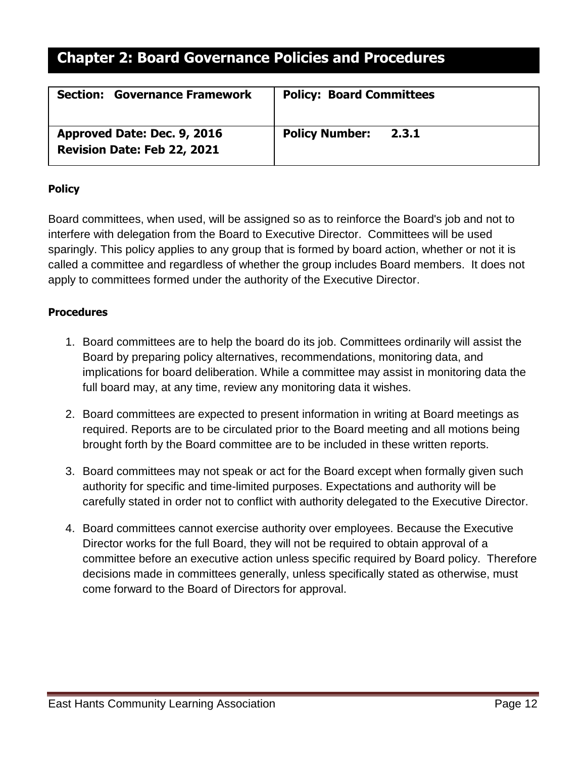# Chapter 2: Board Governance Policies and Procedures

| **Section: Governance Framework** | **Policy: Board Committees** |
|---|---|
| **Approved Date: Dec. 9, 2016**<br>**Revision Date: Feb 22, 2021** | **Policy Number: 2.3.1** |

**Policy**

Board committees, when used, will be assigned so as to reinforce the Board's job and not to interfere with delegation from the Board to Executive Director. Committees will be used sparingly. This policy applies to any group that is formed by board action, whether or not it is called a committee and regardless of whether the group includes Board members. It does not apply to committees formed under the authority of the Executive Director.

**Procedures**

1. Board committees are to help the board do its job. Committees ordinarily will assist the Board by preparing policy alternatives, recommendations, monitoring data, and implications for board deliberation. While a committee may assist in monitoring data the full board may, at any time, review any monitoring data it wishes.

2. Board committees are expected to present information in writing at Board meetings as required. Reports are to be circulated prior to the Board meeting and all motions being brought forth by the Board committee are to be included in these written reports.

3. Board committees may not speak or act for the Board except when formally given such authority for specific and time-limited purposes. Expectations and authority will be carefully stated in order not to conflict with authority delegated to the Executive Director.

4. Board committees cannot exercise authority over employees. Because the Executive Director works for the full Board, they will not be required to obtain approval of a committee before an executive action unless specific required by Board policy. Therefore decisions made in committees generally, unless specifically stated as otherwise, must come forward to the Board of Directors for approval.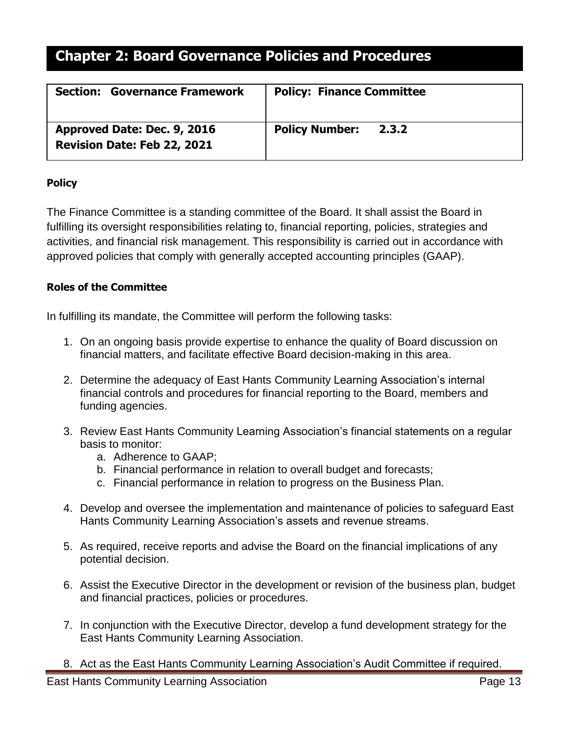# Chapter 2: Board Governance Policies and Procedures

| **Section: Governance Framework** | **Policy: Finance Committee** |
|---|---|
| **Approved Date: Dec. 9, 2016**<br>**Revision Date: Feb 22, 2021** | **Policy Number: 2.3.2** |

**Policy**

The Finance Committee is a standing committee of the Board. It shall assist the Board in fulfilling its oversight responsibilities relating to, financial reporting, policies, strategies and activities, and financial risk management. This responsibility is carried out in accordance with approved policies that comply with generally accepted accounting principles (GAAP).

**Roles of the Committee**

In fulfilling its mandate, the Committee will perform the following tasks:

1. On an ongoing basis provide expertise to enhance the quality of Board discussion on financial matters, and facilitate effective Board decision-making in this area.
2. Determine the adequacy of East Hants Community Learning Association's internal financial controls and procedures for financial reporting to the Board, members and funding agencies.
3. Review East Hants Community Learning Association's financial statements on a regular basis to monitor:
   a. Adherence to GAAP;
   b. Financial performance in relation to overall budget and forecasts;
   c. Financial performance in relation to progress on the Business Plan.
4. Develop and oversee the implementation and maintenance of policies to safeguard East Hants Community Learning Association's assets and revenue streams.
5. As required, receive reports and advise the Board on the financial implications of any potential decision.
6. Assist the Executive Director in the development or revision of the business plan, budget and financial practices, policies or procedures.
7. In conjunction with the Executive Director, develop a fund development strategy for the East Hants Community Learning Association.
8. Act as the East Hants Community Learning Association's Audit Committee if required.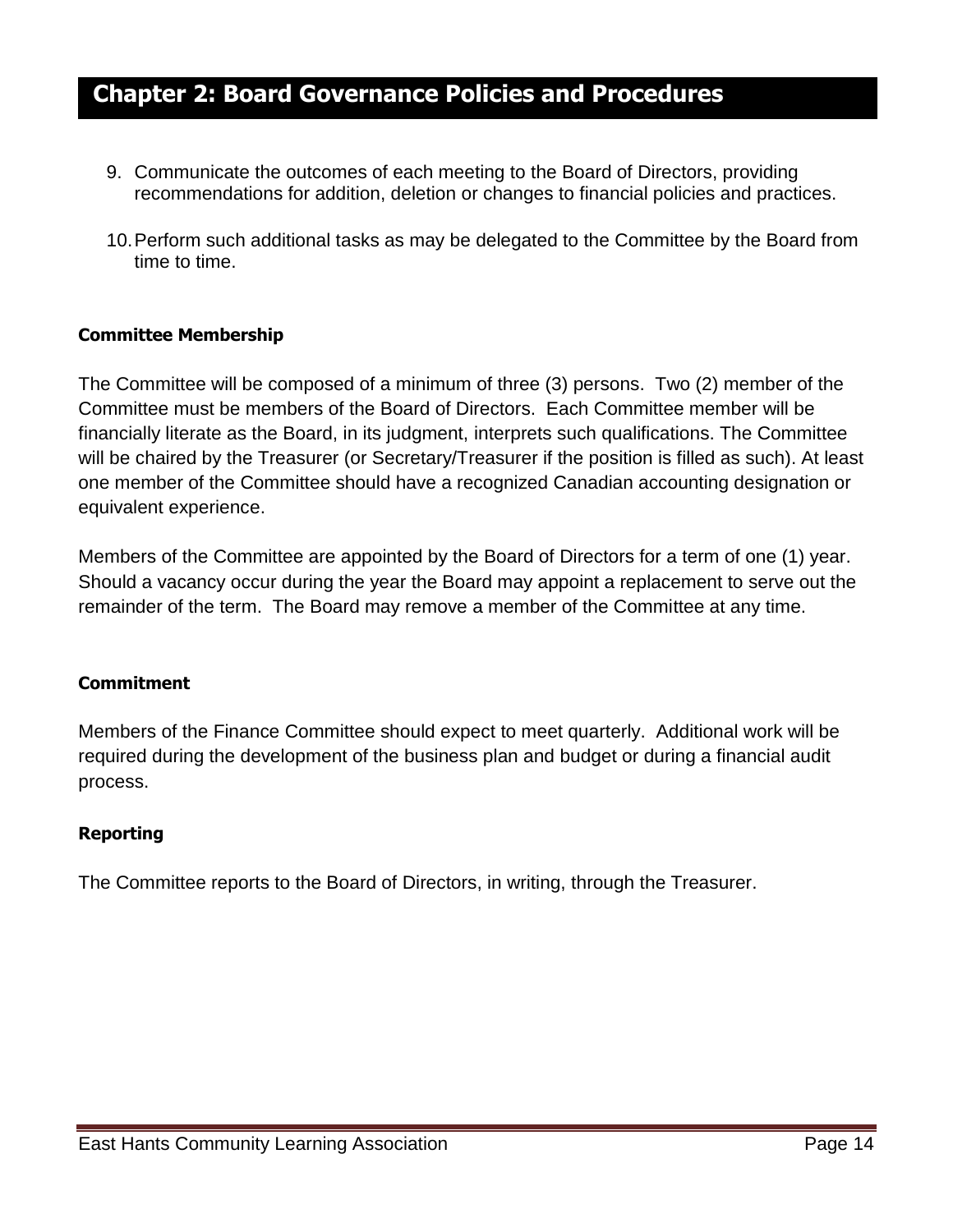9. Communicate the outcomes of each meeting to the Board of Directors, providing recommendations for addition, deletion or changes to financial policies and practices.

10. Perform such additional tasks as may be delegated to the Committee by the Board from time to time.

**Committee Membership**

The Committee will be composed of a minimum of three (3) persons. Two (2) member of the Committee must be members of the Board of Directors. Each Committee member will be financially literate as the Board, in its judgment, interprets such qualifications. The Committee will be chaired by the Treasurer (or Secretary/Treasurer if the position is filled as such). At least one member of the Committee should have a recognized Canadian accounting designation or equivalent experience.

Members of the Committee are appointed by the Board of Directors for a term of one (1) year. Should a vacancy occur during the year the Board may appoint a replacement to serve out the remainder of the term. The Board may remove a member of the Committee at any time.

**Commitment**

Members of the Finance Committee should expect to meet quarterly. Additional work will be required during the development of the business plan and budget or during a financial audit process.

**Reporting**

The Committee reports to the Board of Directors, in writing, through the Treasurer.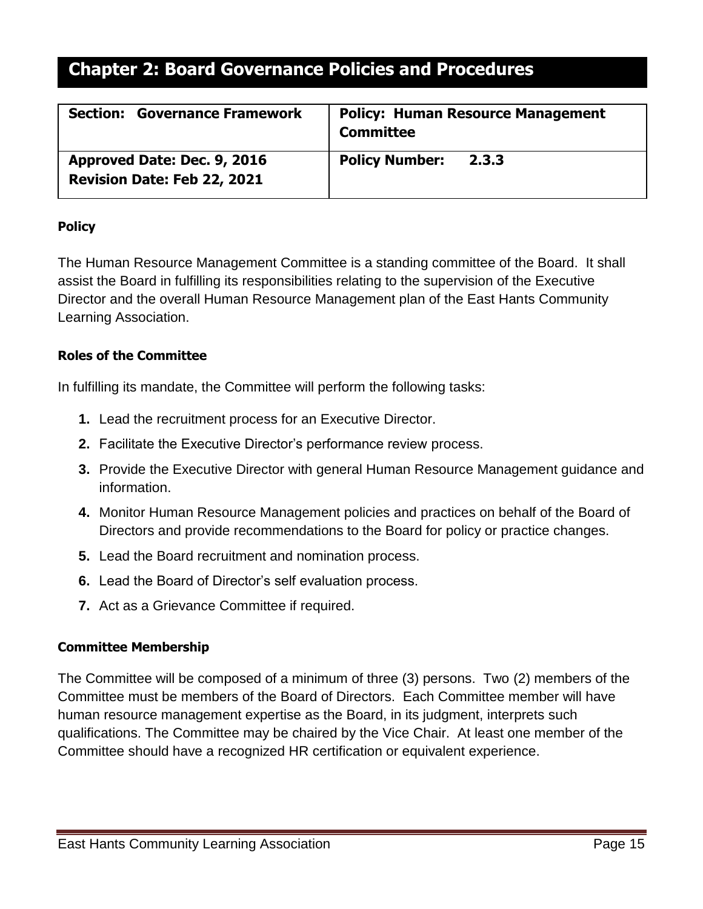# Chapter 2: Board Governance Policies and Procedures

| **Section: Governance Framework** | **Policy: Human Resource Management Committee** |
| --- | --- |
| **Approved Date: Dec. 9, 2016**<br>**Revision Date: Feb 22, 2021** | **Policy Number: 2.3.3** |

**Policy**

The Human Resource Management Committee is a standing committee of the Board. It shall assist the Board in fulfilling its responsibilities relating to the supervision of the Executive Director and the overall Human Resource Management plan of the East Hants Community Learning Association.

**Roles of the Committee**

In fulfilling its mandate, the Committee will perform the following tasks:

1. Lead the recruitment process for an Executive Director.
2. Facilitate the Executive Director's performance review process.
3. Provide the Executive Director with general Human Resource Management guidance and information.
4. Monitor Human Resource Management policies and practices on behalf of the Board of Directors and provide recommendations to the Board for policy or practice changes.
5. Lead the Board recruitment and nomination process.
6. Lead the Board of Director's self evaluation process.
7. Act as a Grievance Committee if required.

**Committee Membership**

The Committee will be composed of a minimum of three (3) persons. Two (2) members of the Committee must be members of the Board of Directors. Each Committee member will have human resource management expertise as the Board, in its judgment, interprets such qualifications. The Committee may be chaired by the Vice Chair. At least one member of the Committee should have a recognized HR certification or equivalent experience.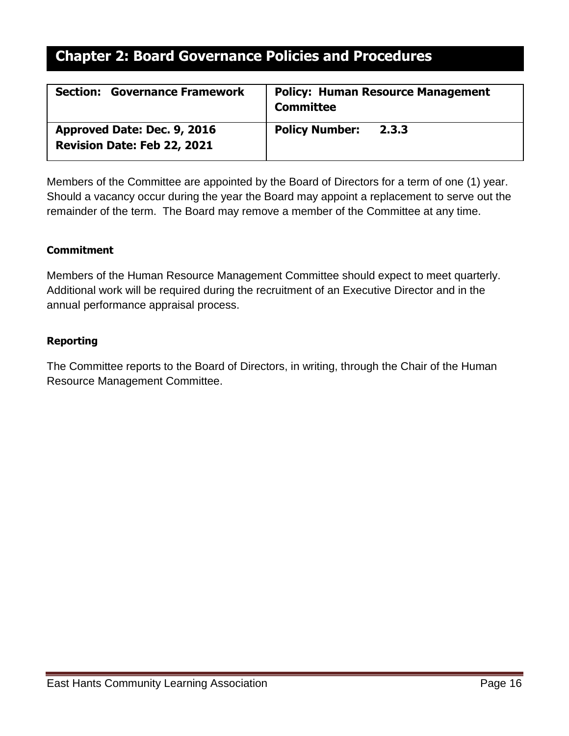# Chapter 2: Board Governance Policies and Procedures

| **Section: Governance Framework** | **Policy: Human Resource Management Committee** |
|---|---|
| **Approved Date: Dec. 9, 2016**<br>**Revision Date: Feb 22, 2021** | **Policy Number: 2.3.3** |

Members of the Committee are appointed by the Board of Directors for a term of one (1) year. Should a vacancy occur during the year the Board may appoint a replacement to serve out the remainder of the term. The Board may remove a member of the Committee at any time.

**Commitment**

Members of the Human Resource Management Committee should expect to meet quarterly. Additional work will be required during the recruitment of an Executive Director and in the annual performance appraisal process.

**Reporting**

The Committee reports to the Board of Directors, in writing, through the Chair of the Human Resource Management Committee.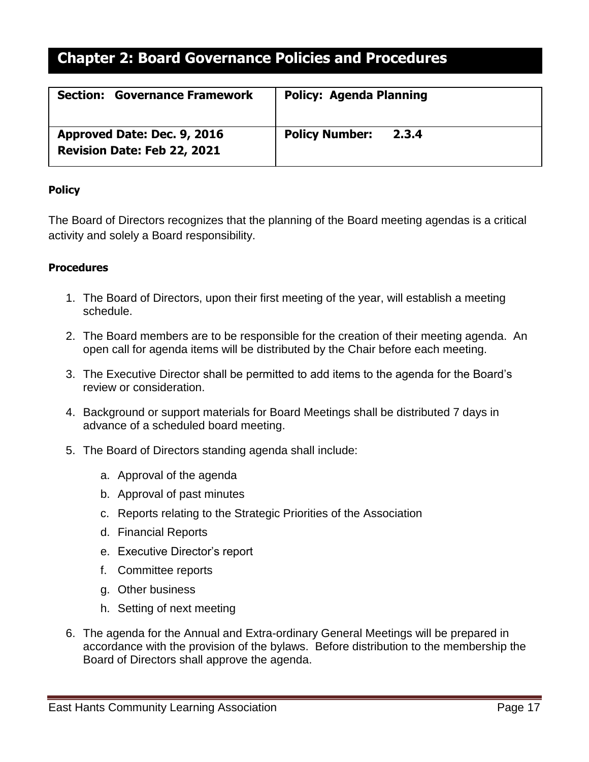## Chapter 2: Board Governance Policies and Procedures

| **Section: Governance Framework** | **Policy: Agenda Planning** |
|---|---|
| **Approved Date: Dec. 9, 2016**<br>**Revision Date: Feb 22, 2021** | **Policy Number: 2.3.4** |

**Policy**

The Board of Directors recognizes that the planning of the Board meeting agendas is a critical activity and solely a Board responsibility.

**Procedures**

1. The Board of Directors, upon their first meeting of the year, will establish a meeting schedule.
2. The Board members are to be responsible for the creation of their meeting agenda. An open call for agenda items will be distributed by the Chair before each meeting.
3. The Executive Director shall be permitted to add items to the agenda for the Board's review or consideration.
4. Background or support materials for Board Meetings shall be distributed 7 days in advance of a scheduled board meeting.
5. The Board of Directors standing agenda shall include:
   a. Approval of the agenda
   b. Approval of past minutes
   c. Reports relating to the Strategic Priorities of the Association
   d. Financial Reports
   e. Executive Director's report
   f. Committee reports
   g. Other business
   h. Setting of next meeting
6. The agenda for the Annual and Extra-ordinary General Meetings will be prepared in accordance with the provision of the bylaws. Before distribution to the membership the Board of Directors shall approve the agenda.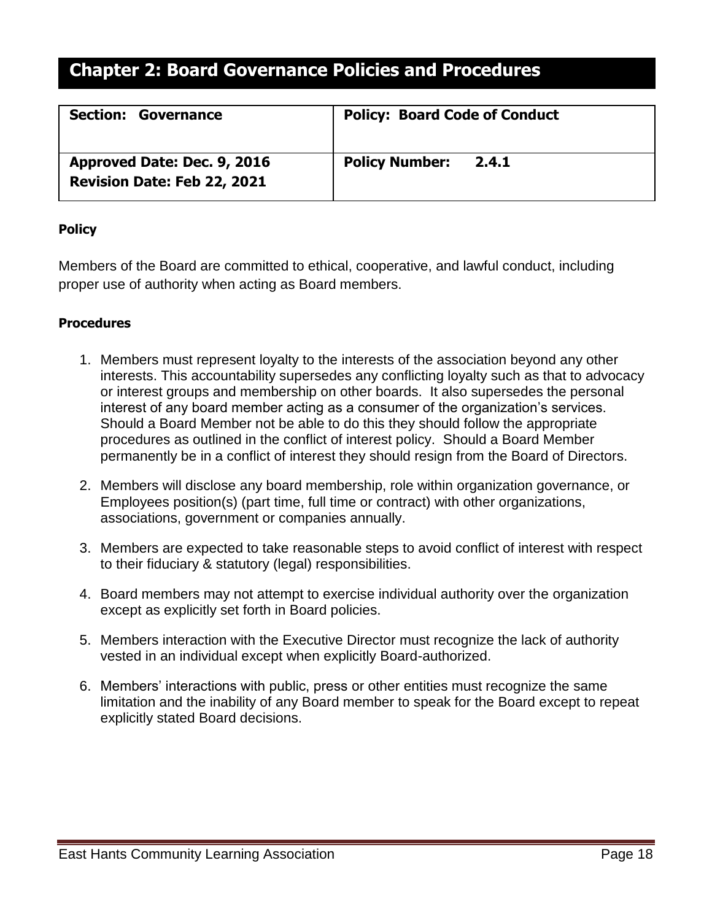# Chapter 2: Board Governance Policies and Procedures

| **Section: Governance** | **Policy: Board Code of Conduct** |
|---|---|
| **Approved Date: Dec. 9, 2016**<br>**Revision Date: Feb 22, 2021** | **Policy Number: 2.4.1** |

**Policy**

Members of the Board are committed to ethical, cooperative, and lawful conduct, including proper use of authority when acting as Board members.

**Procedures**

1. Members must represent loyalty to the interests of the association beyond any other interests. This accountability supersedes any conflicting loyalty such as that to advocacy or interest groups and membership on other boards. It also supersedes the personal interest of any board member acting as a consumer of the organization's services. Should a Board Member not be able to do this they should follow the appropriate procedures as outlined in the conflict of interest policy. Should a Board Member permanently be in a conflict of interest they should resign from the Board of Directors.

2. Members will disclose any board membership, role within organization governance, or Employees position(s) (part time, full time or contract) with other organizations, associations, government or companies annually.

3. Members are expected to take reasonable steps to avoid conflict of interest with respect to their fiduciary & statutory (legal) responsibilities.

4. Board members may not attempt to exercise individual authority over the organization except as explicitly set forth in Board policies.

5. Members interaction with the Executive Director must recognize the lack of authority vested in an individual except when explicitly Board-authorized.

6. Members' interactions with public, press or other entities must recognize the same limitation and the inability of any Board member to speak for the Board except to repeat explicitly stated Board decisions.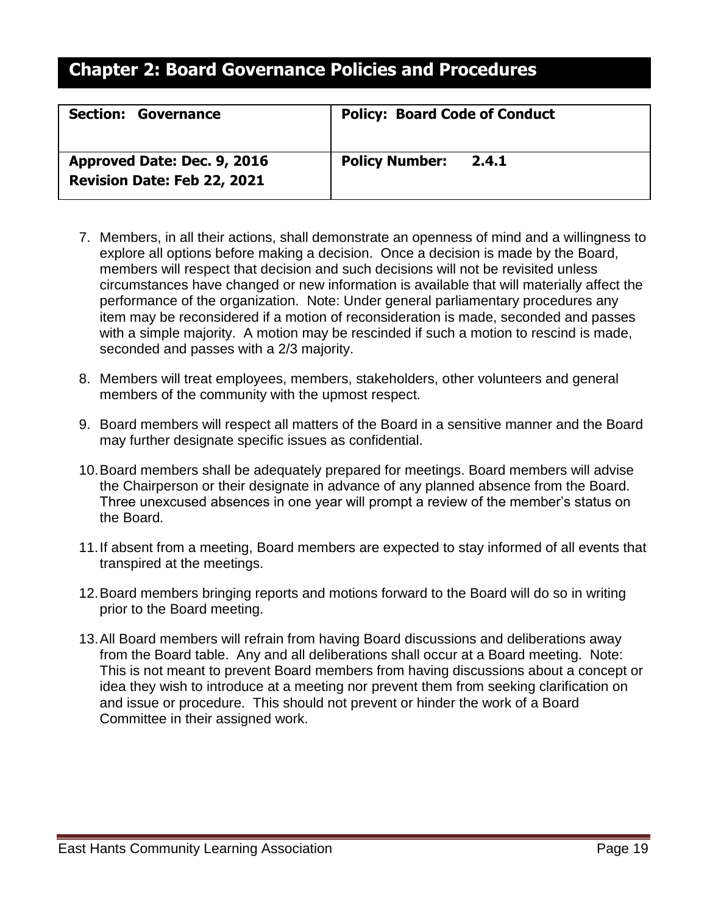## Chapter 2: Board Governance Policies and Procedures

| **Section: Governance** | **Policy: Board Code of Conduct** |
| --- | --- |
| **Approved Date: Dec. 9, 2016**<br>**Revision Date: Feb 22, 2021** | **Policy Number: 2.4.1** |

7. Members, in all their actions, shall demonstrate an openness of mind and a willingness to explore all options before making a decision. Once a decision is made by the Board, members will respect that decision and such decisions will not be revisited unless circumstances have changed or new information is available that will materially affect the performance of the organization. Note: Under general parliamentary procedures any item may be reconsidered if a motion of reconsideration is made, seconded and passes with a simple majority. A motion may be rescinded if such a motion to rescind is made, seconded and passes with a 2/3 majority.

8. Members will treat employees, members, stakeholders, other volunteers and general members of the community with the upmost respect.

9. Board members will respect all matters of the Board in a sensitive manner and the Board may further designate specific issues as confidential.

10. Board members shall be adequately prepared for meetings. Board members will advise the Chairperson or their designate in advance of any planned absence from the Board. Three unexcused absences in one year will prompt a review of the member's status on the Board.

11. If absent from a meeting, Board members are expected to stay informed of all events that transpired at the meetings.

12. Board members bringing reports and motions forward to the Board will do so in writing prior to the Board meeting.

13. All Board members will refrain from having Board discussions and deliberations away from the Board table. Any and all deliberations shall occur at a Board meeting. Note: This is not meant to prevent Board members from having discussions about a concept or idea they wish to introduce at a meeting nor prevent them from seeking clarification on and issue or procedure. This should not prevent or hinder the work of a Board Committee in their assigned work.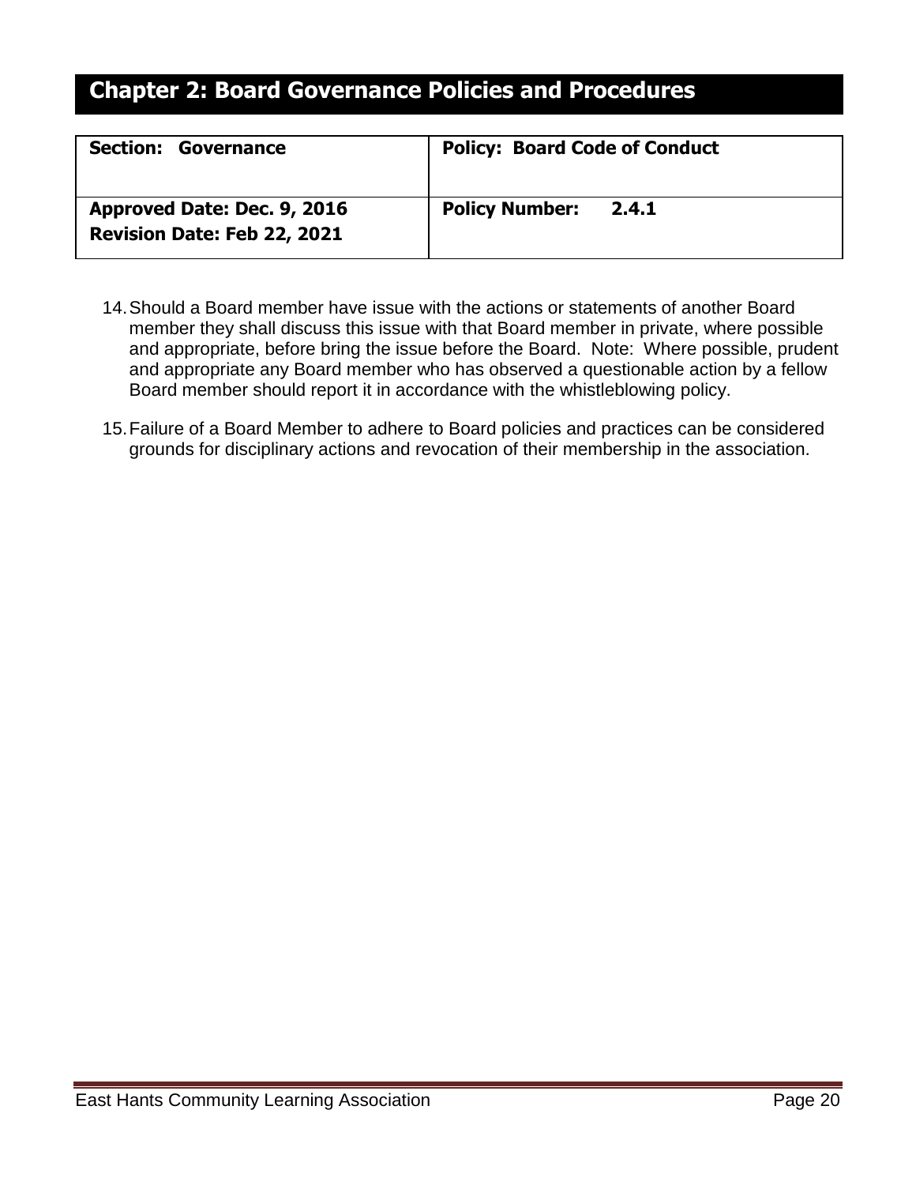## Chapter 2: Board Governance Policies and Procedures

| **Section: Governance** | **Policy: Board Code of Conduct** |
|---|---|
| **Approved Date: Dec. 9, 2016**<br>**Revision Date: Feb 22, 2021** | **Policy Number: 2.4.1** |

14. Should a Board member have issue with the actions or statements of another Board member they shall discuss this issue with that Board member in private, where possible and appropriate, before bring the issue before the Board. Note: Where possible, prudent and appropriate any Board member who has observed a questionable action by a fellow Board member should report it in accordance with the whistleblowing policy.

15. Failure of a Board Member to adhere to Board policies and practices can be considered grounds for disciplinary actions and revocation of their membership in the association.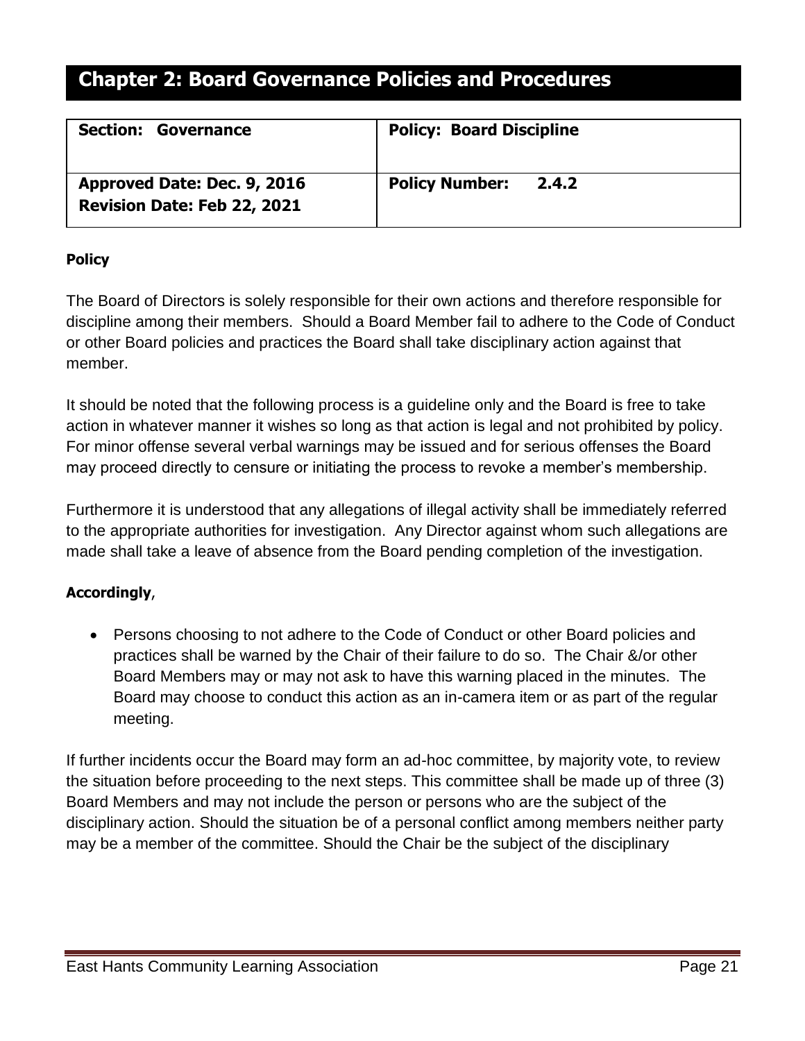# Chapter 2: Board Governance Policies and Procedures

| Section: Governance | Policy: Board Discipline |
|---|---|
| Approved Date: Dec. 9, 2016<br>Revision Date: Feb 22, 2021 | Policy Number: 2.4.2 |

**Policy**

The Board of Directors is solely responsible for their own actions and therefore responsible for discipline among their members. Should a Board Member fail to adhere to the Code of Conduct or other Board policies and practices the Board shall take disciplinary action against that member.

It should be noted that the following process is a guideline only and the Board is free to take action in whatever manner it wishes so long as that action is legal and not prohibited by policy. For minor offense several verbal warnings may be issued and for serious offenses the Board may proceed directly to censure or initiating the process to revoke a member's membership.

Furthermore it is understood that any allegations of illegal activity shall be immediately referred to the appropriate authorities for investigation. Any Director against whom such allegations are made shall take a leave of absence from the Board pending completion of the investigation.

**Accordingly**,

- Persons choosing to not adhere to the Code of Conduct or other Board policies and practices shall be warned by the Chair of their failure to do so. The Chair &/or other Board Members may or may not ask to have this warning placed in the minutes. The Board may choose to conduct this action as an in-camera item or as part of the regular meeting.

If further incidents occur the Board may form an ad-hoc committee, by majority vote, to review the situation before proceeding to the next steps. This committee shall be made up of three (3) Board Members and may not include the person or persons who are the subject of the disciplinary action. Should the situation be of a personal conflict among members neither party may be a member of the committee. Should the Chair be the subject of the disciplinary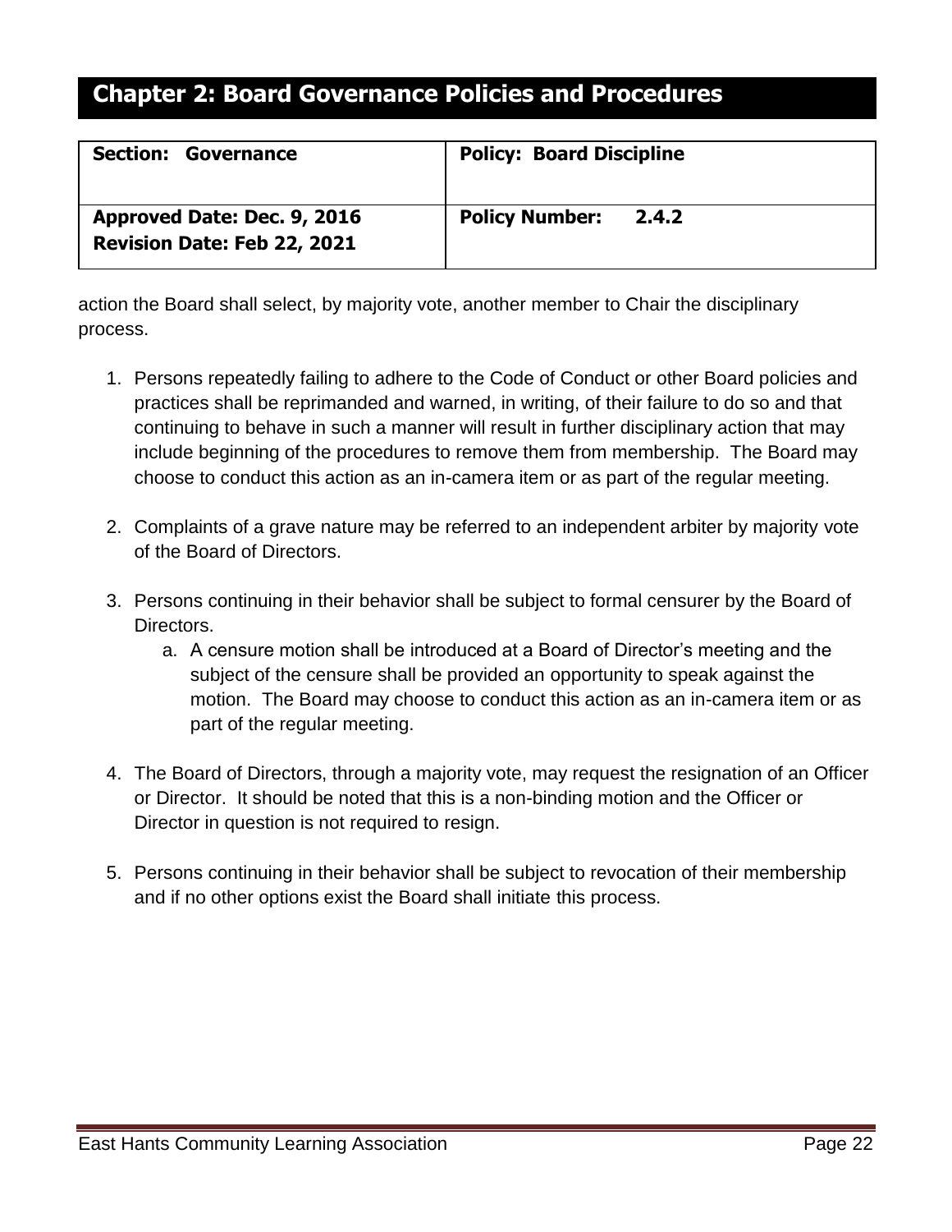# Chapter 2: Board Governance Policies and Procedures

| Section: Governance | Policy: Board Discipline |
|---|---|
| **Approved Date: Dec. 9, 2016**<br>**Revision Date: Feb 22, 2021** | **Policy Number: 2.4.2** |

action the Board shall select, by majority vote, another member to Chair the disciplinary process.

1. Persons repeatedly failing to adhere to the Code of Conduct or other Board policies and practices shall be reprimanded and warned, in writing, of their failure to do so and that continuing to behave in such a manner will result in further disciplinary action that may include beginning of the procedures to remove them from membership. The Board may choose to conduct this action as an in-camera item or as part of the regular meeting.

2. Complaints of a grave nature may be referred to an independent arbiter by majority vote of the Board of Directors.

3. Persons continuing in their behavior shall be subject to formal censurer by the Board of Directors.
   a. A censure motion shall be introduced at a Board of Director's meeting and the subject of the censure shall be provided an opportunity to speak against the motion. The Board may choose to conduct this action as an in-camera item or as part of the regular meeting.

4. The Board of Directors, through a majority vote, may request the resignation of an Officer or Director. It should be noted that this is a non-binding motion and the Officer or Director in question is not required to resign.

5. Persons continuing in their behavior shall be subject to revocation of their membership and if no other options exist the Board shall initiate this process.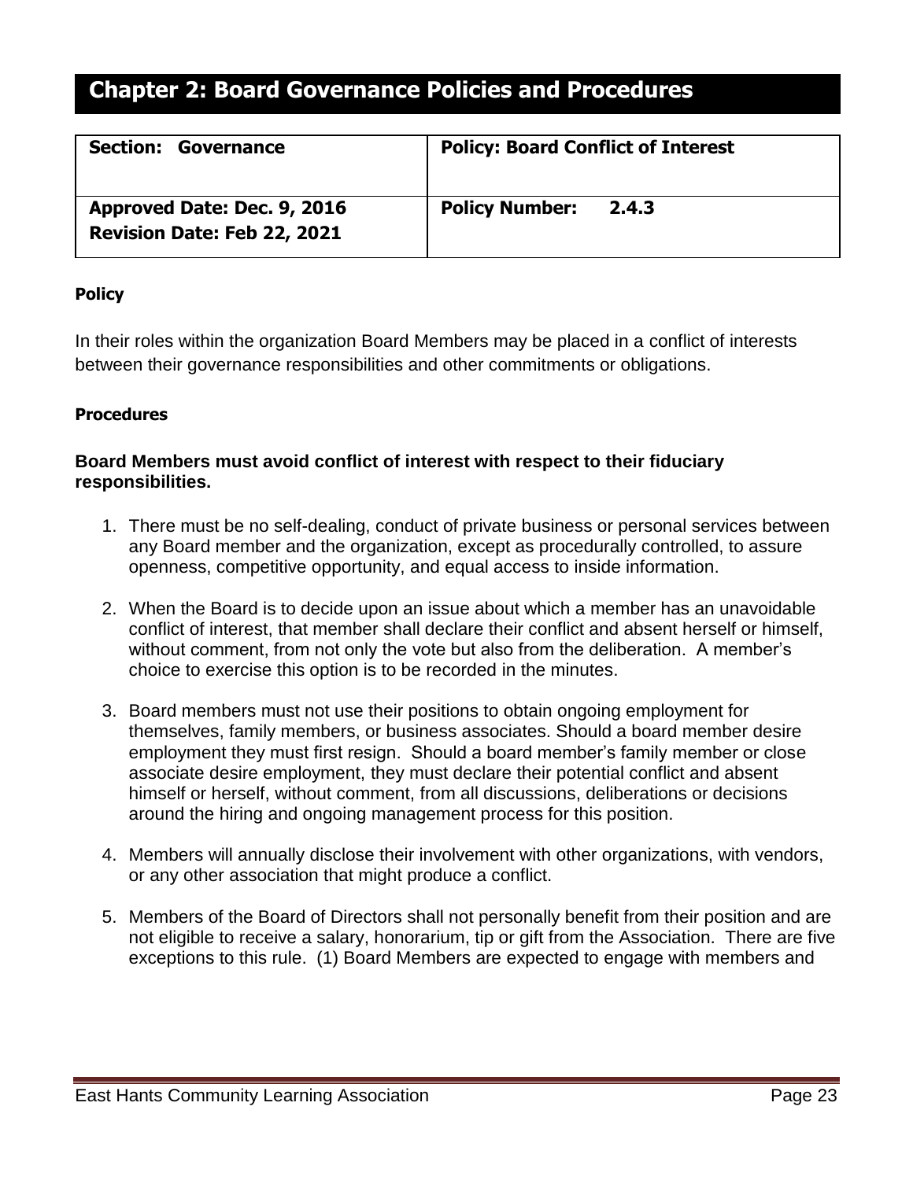# Chapter 2: Board Governance Policies and Procedures

| Section: Governance | Policy: Board Conflict of Interest |
|---|---|
| **Approved Date: Dec. 9, 2016**<br>**Revision Date: Feb 22, 2021** | **Policy Number: 2.4.3** |

**Policy**

In their roles within the organization Board Members may be placed in a conflict of interests between their governance responsibilities and other commitments or obligations.

**Procedures**

**Board Members must avoid conflict of interest with respect to their fiduciary responsibilities.**

1. There must be no self-dealing, conduct of private business or personal services between any Board member and the organization, except as procedurally controlled, to assure openness, competitive opportunity, and equal access to inside information.

2. When the Board is to decide upon an issue about which a member has an unavoidable conflict of interest, that member shall declare their conflict and absent herself or himself, without comment, from not only the vote but also from the deliberation. A member's choice to exercise this option is to be recorded in the minutes.

3. Board members must not use their positions to obtain ongoing employment for themselves, family members, or business associates. Should a board member desire employment they must first resign. Should a board member's family member or close associate desire employment, they must declare their potential conflict and absent himself or herself, without comment, from all discussions, deliberations or decisions around the hiring and ongoing management process for this position.

4. Members will annually disclose their involvement with other organizations, with vendors, or any other association that might produce a conflict.

5. Members of the Board of Directors shall not personally benefit from their position and are not eligible to receive a salary, honorarium, tip or gift from the Association. There are five exceptions to this rule. (1) Board Members are expected to engage with members and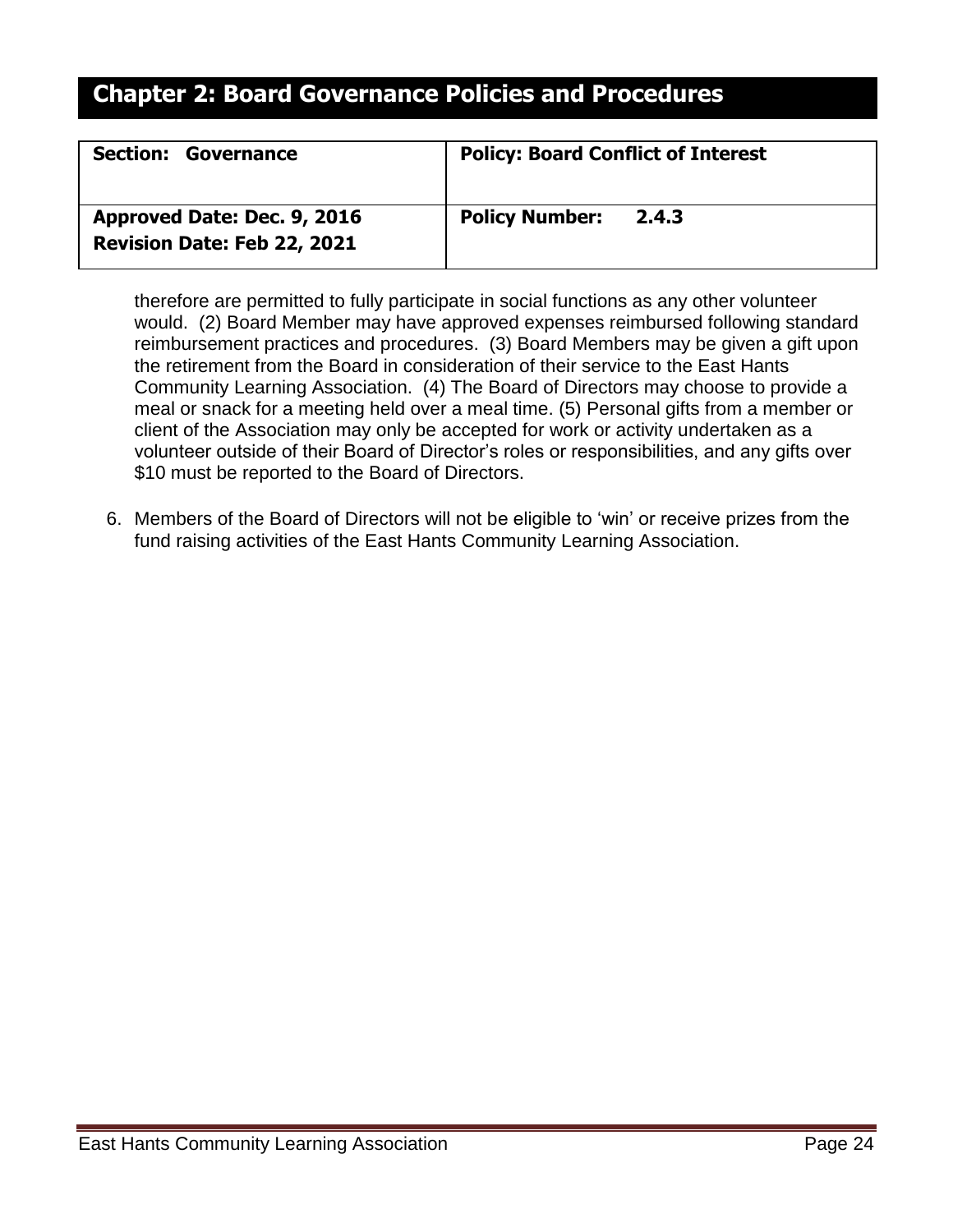## Chapter 2: Board Governance Policies and Procedures

| **Section: Governance** | **Policy: Board Conflict of Interest** |
|---|---|
| **Approved Date: Dec. 9, 2016**<br>**Revision Date: Feb 22, 2021** | **Policy Number: 2.4.3** |

therefore are permitted to fully participate in social functions as any other volunteer would. (2) Board Member may have approved expenses reimbursed following standard reimbursement practices and procedures. (3) Board Members may be given a gift upon the retirement from the Board in consideration of their service to the East Hants Community Learning Association. (4) The Board of Directors may choose to provide a meal or snack for a meeting held over a meal time. (5) Personal gifts from a member or client of the Association may only be accepted for work or activity undertaken as a volunteer outside of their Board of Director's roles or responsibilities, and any gifts over $10 must be reported to the Board of Directors.

6. Members of the Board of Directors will not be eligible to 'win' or receive prizes from the fund raising activities of the East Hants Community Learning Association.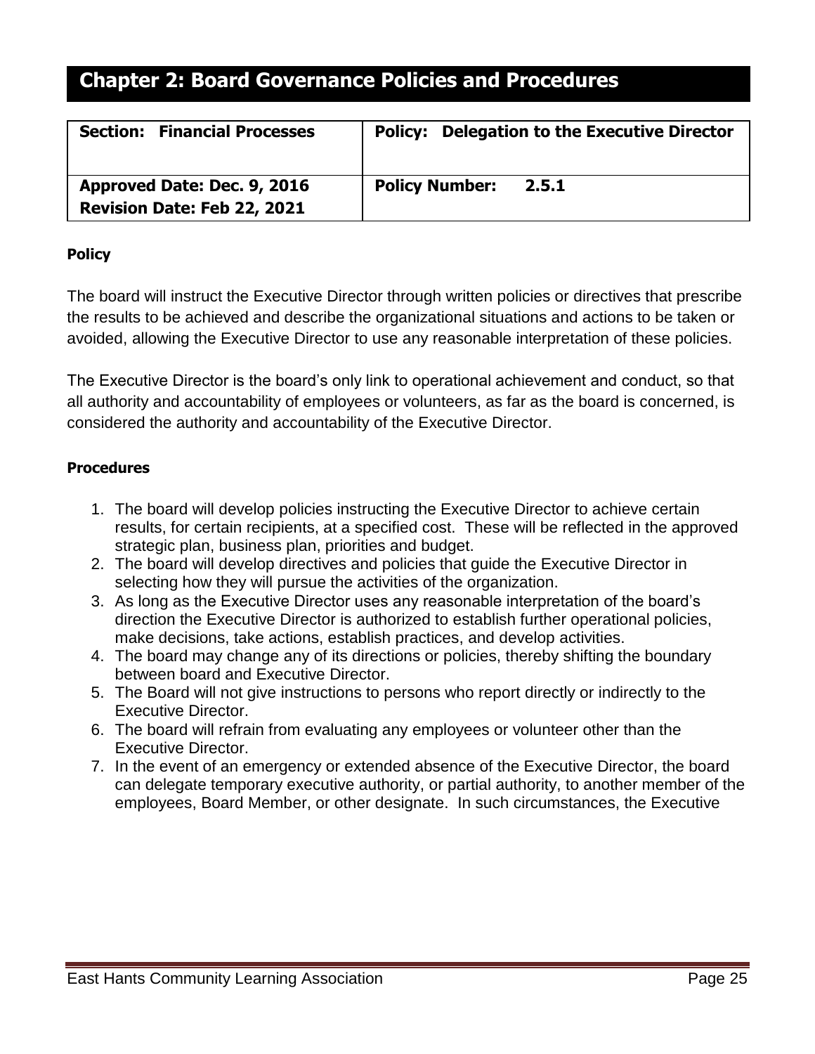# Chapter 2: Board Governance Policies and Procedures

| **Section: Financial Processes** | **Policy: Delegation to the Executive Director** |
|---|---|
| **Approved Date: Dec. 9, 2016**<br>**Revision Date: Feb 22, 2021** | **Policy Number: 2.5.1** |

**Policy**

The board will instruct the Executive Director through written policies or directives that prescribe the results to be achieved and describe the organizational situations and actions to be taken or avoided, allowing the Executive Director to use any reasonable interpretation of these policies.

The Executive Director is the board's only link to operational achievement and conduct, so that all authority and accountability of employees or volunteers, as far as the board is concerned, is considered the authority and accountability of the Executive Director.

**Procedures**

1. The board will develop policies instructing the Executive Director to achieve certain results, for certain recipients, at a specified cost. These will be reflected in the approved strategic plan, business plan, priorities and budget.
2. The board will develop directives and policies that guide the Executive Director in selecting how they will pursue the activities of the organization.
3. As long as the Executive Director uses any reasonable interpretation of the board's direction the Executive Director is authorized to establish further operational policies, make decisions, take actions, establish practices, and develop activities.
4. The board may change any of its directions or policies, thereby shifting the boundary between board and Executive Director.
5. The Board will not give instructions to persons who report directly or indirectly to the Executive Director.
6. The board will refrain from evaluating any employees or volunteer other than the Executive Director.
7. In the event of an emergency or extended absence of the Executive Director, the board can delegate temporary executive authority, or partial authority, to another member of the employees, Board Member, or other designate. In such circumstances, the Executive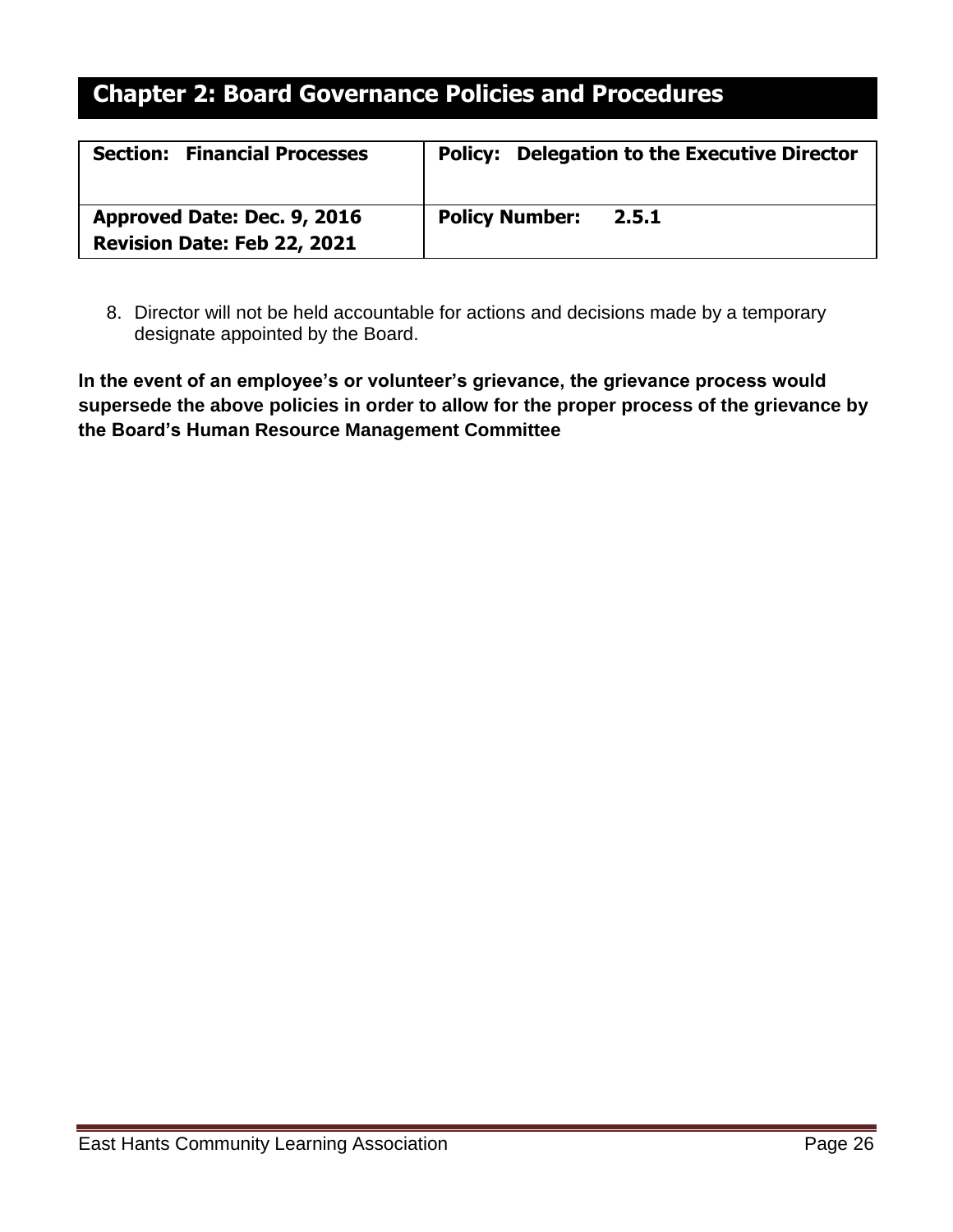## Chapter 2: Board Governance Policies and Procedures

| Section: Financial Processes | Policy: Delegation to the Executive Director |
|---|---|
| Approved Date: Dec. 9, 2016<br>Revision Date: Feb 22, 2021 | Policy Number: 2.5.1 |

8. Director will not be held accountable for actions and decisions made by a temporary designate appointed by the Board.

**In the event of an employee's or volunteer's grievance, the grievance process would supersede the above policies in order to allow for the proper process of the grievance by the Board's Human Resource Management Committee**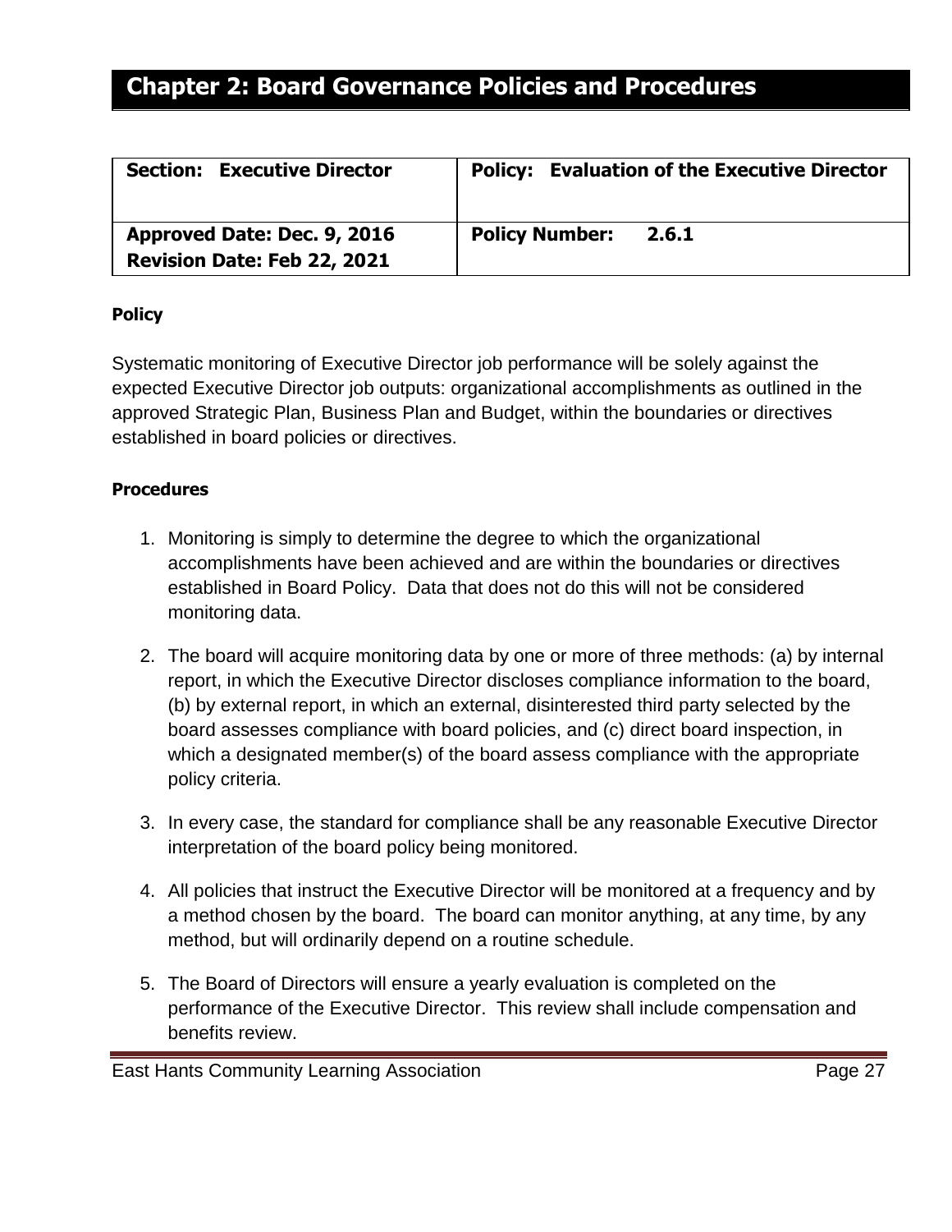# Chapter 2: Board Governance Policies and Procedures

| Section: Executive Director | Policy: Evaluation of the Executive Director |
| --- | --- |
| Approved Date: Dec. 9, 2016<br>Revision Date: Feb 22, 2021 | Policy Number: 2.6.1 |

**Policy**

Systematic monitoring of Executive Director job performance will be solely against the expected Executive Director job outputs: organizational accomplishments as outlined in the approved Strategic Plan, Business Plan and Budget, within the boundaries or directives established in board policies or directives.

**Procedures**

1. Monitoring is simply to determine the degree to which the organizational accomplishments have been achieved and are within the boundaries or directives established in Board Policy. Data that does not do this will not be considered monitoring data.

2. The board will acquire monitoring data by one or more of three methods: (a) by internal report, in which the Executive Director discloses compliance information to the board, (b) by external report, in which an external, disinterested third party selected by the board assesses compliance with board policies, and (c) direct board inspection, in which a designated member(s) of the board assess compliance with the appropriate policy criteria.

3. In every case, the standard for compliance shall be any reasonable Executive Director interpretation of the board policy being monitored.

4. All policies that instruct the Executive Director will be monitored at a frequency and by a method chosen by the board. The board can monitor anything, at any time, by any method, but will ordinarily depend on a routine schedule.

5. The Board of Directors will ensure a yearly evaluation is completed on the performance of the Executive Director. This review shall include compensation and benefits review.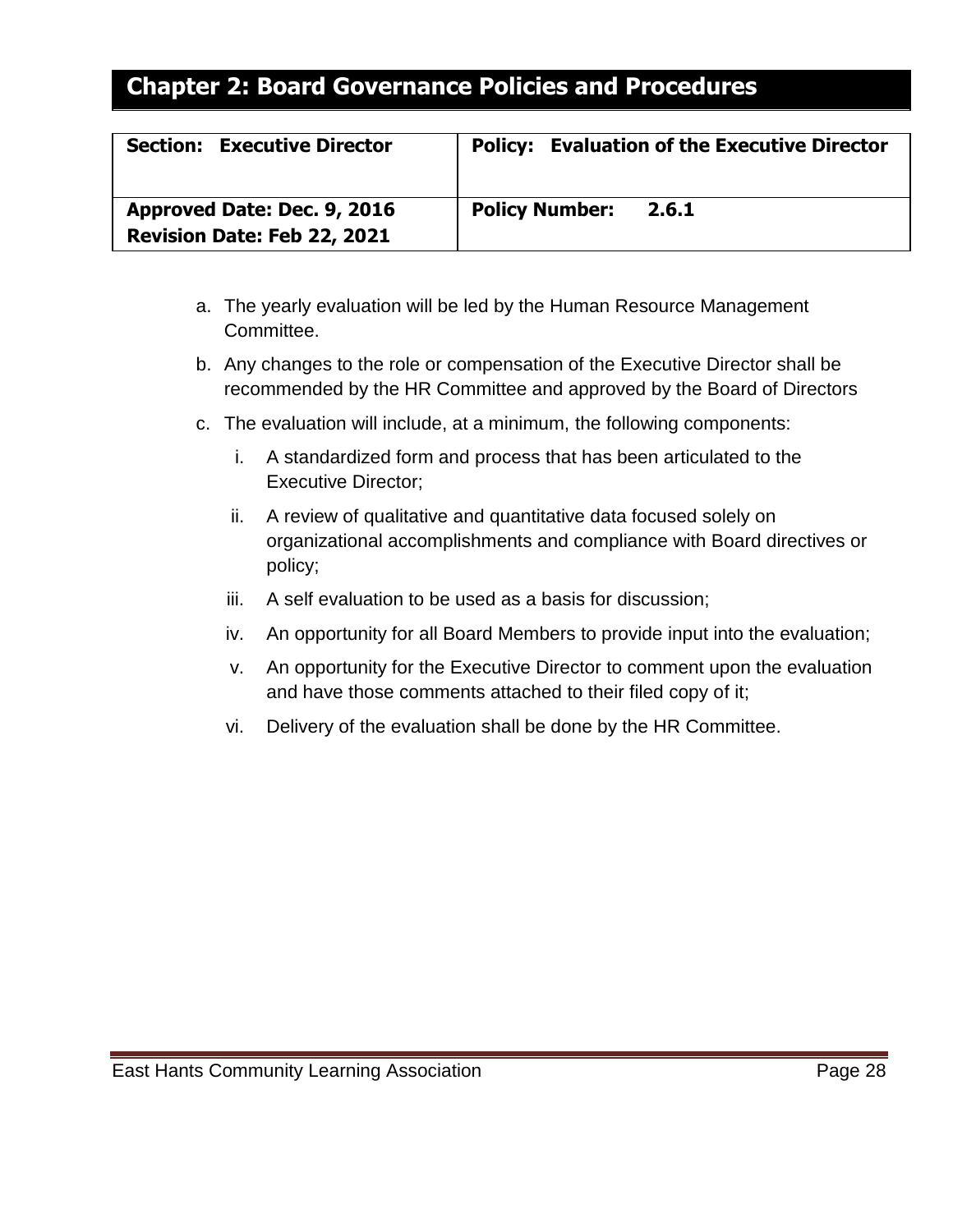# Chapter 2: Board Governance Policies and Procedures

| **Section: Executive Director** | **Policy: Evaluation of the Executive Director** |
|---|---|
| **Approved Date: Dec. 9, 2016**<br>**Revision Date: Feb 22, 2021** | **Policy Number: 2.6.1** |

a. The yearly evaluation will be led by the Human Resource Management Committee.

b. Any changes to the role or compensation of the Executive Director shall be recommended by the HR Committee and approved by the Board of Directors

c. The evaluation will include, at a minimum, the following components:

   i. A standardized form and process that has been articulated to the Executive Director;

   ii. A review of qualitative and quantitative data focused solely on organizational accomplishments and compliance with Board directives or policy;

   iii. A self evaluation to be used as a basis for discussion;

   iv. An opportunity for all Board Members to provide input into the evaluation;

   v. An opportunity for the Executive Director to comment upon the evaluation and have those comments attached to their filed copy of it;

   vi. Delivery of the evaluation shall be done by the HR Committee.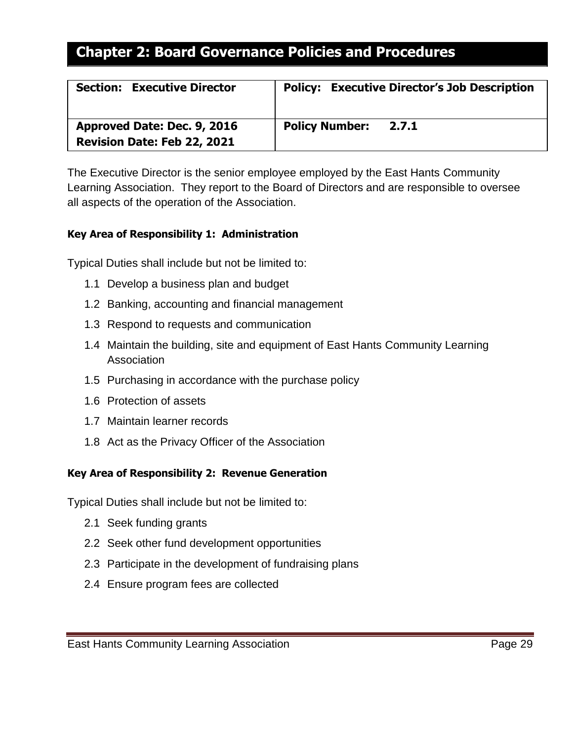# Chapter 2: Board Governance Policies and Procedures

| **Section: Executive Director** | **Policy: Executive Director's Job Description** |
|---|---|
| **Approved Date: Dec. 9, 2016**<br>**Revision Date: Feb 22, 2021** | **Policy Number: 2.7.1** |

The Executive Director is the senior employee employed by the East Hants Community Learning Association. They report to the Board of Directors and are responsible to oversee all aspects of the operation of the Association.

**Key Area of Responsibility 1: Administration**

Typical Duties shall include but not be limited to:

1.1 Develop a business plan and budget

1.2 Banking, accounting and financial management

1.3 Respond to requests and communication

1.4 Maintain the building, site and equipment of East Hants Community Learning Association

1.5 Purchasing in accordance with the purchase policy

1.6 Protection of assets

1.7 Maintain learner records

1.8 Act as the Privacy Officer of the Association

**Key Area of Responsibility 2: Revenue Generation**

Typical Duties shall include but not be limited to:

2.1 Seek funding grants

2.2 Seek other fund development opportunities

2.3 Participate in the development of fundraising plans

2.4 Ensure program fees are collected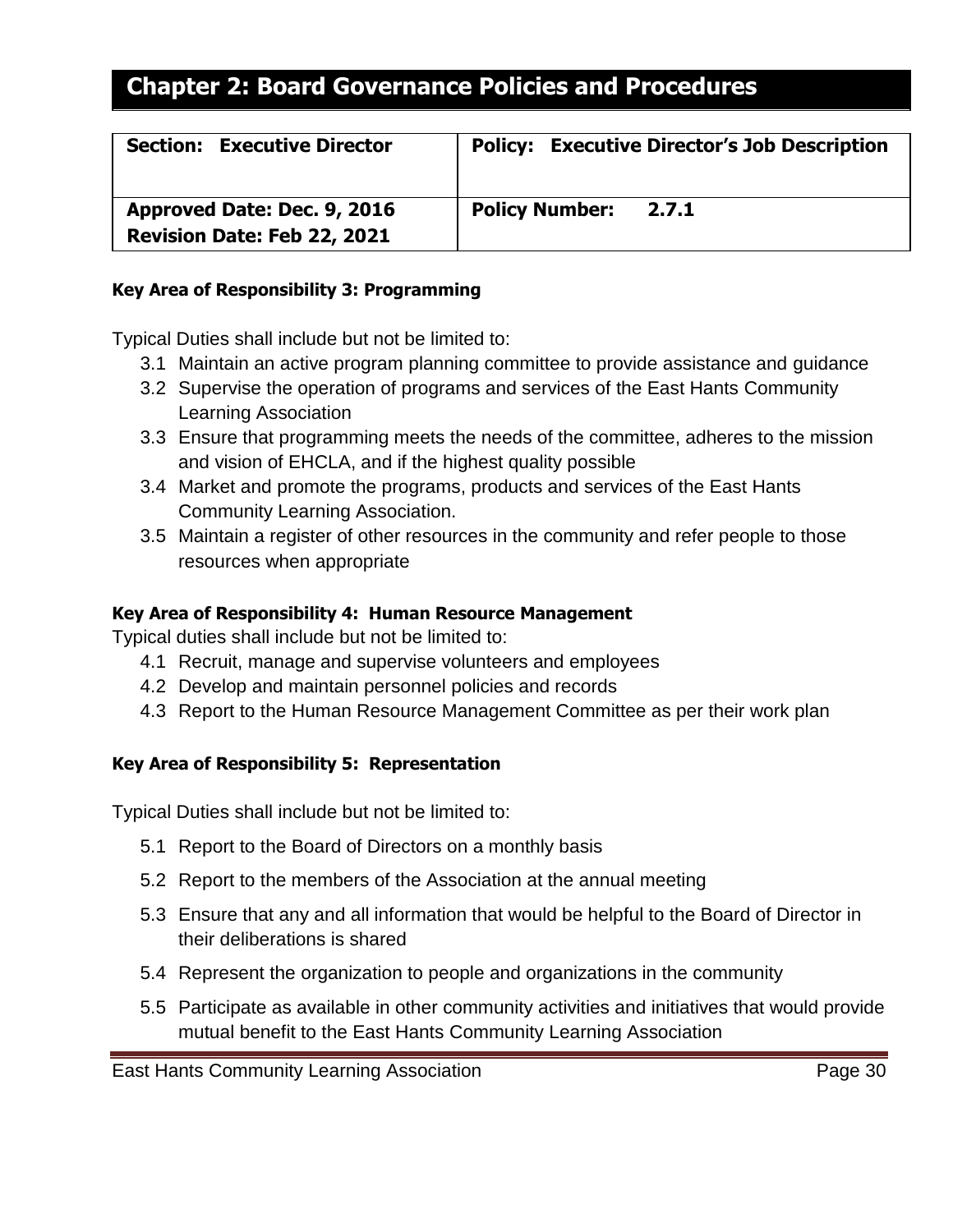## Chapter 2: Board Governance Policies and Procedures

| Section: Executive Director | Policy: Executive Director's Job Description |
|---|---|
| Approved Date: Dec. 9, 2016<br>Revision Date: Feb 22, 2021 | Policy Number: 2.7.1 |

**Key Area of Responsibility 3: Programming**

Typical Duties shall include but not be limited to:

3.1 Maintain an active program planning committee to provide assistance and guidance
3.2 Supervise the operation of programs and services of the East Hants Community Learning Association
3.3 Ensure that programming meets the needs of the committee, adheres to the mission and vision of EHCLA, and if the highest quality possible
3.4 Market and promote the programs, products and services of the East Hants Community Learning Association.
3.5 Maintain a register of other resources in the community and refer people to those resources when appropriate

**Key Area of Responsibility 4: Human Resource Management**

Typical duties shall include but not be limited to:

4.1 Recruit, manage and supervise volunteers and employees
4.2 Develop and maintain personnel policies and records
4.3 Report to the Human Resource Management Committee as per their work plan

**Key Area of Responsibility 5: Representation**

Typical Duties shall include but not be limited to:

5.1 Report to the Board of Directors on a monthly basis
5.2 Report to the members of the Association at the annual meeting
5.3 Ensure that any and all information that would be helpful to the Board of Director in their deliberations is shared
5.4 Represent the organization to people and organizations in the community
5.5 Participate as available in other community activities and initiatives that would provide mutual benefit to the East Hants Community Learning Association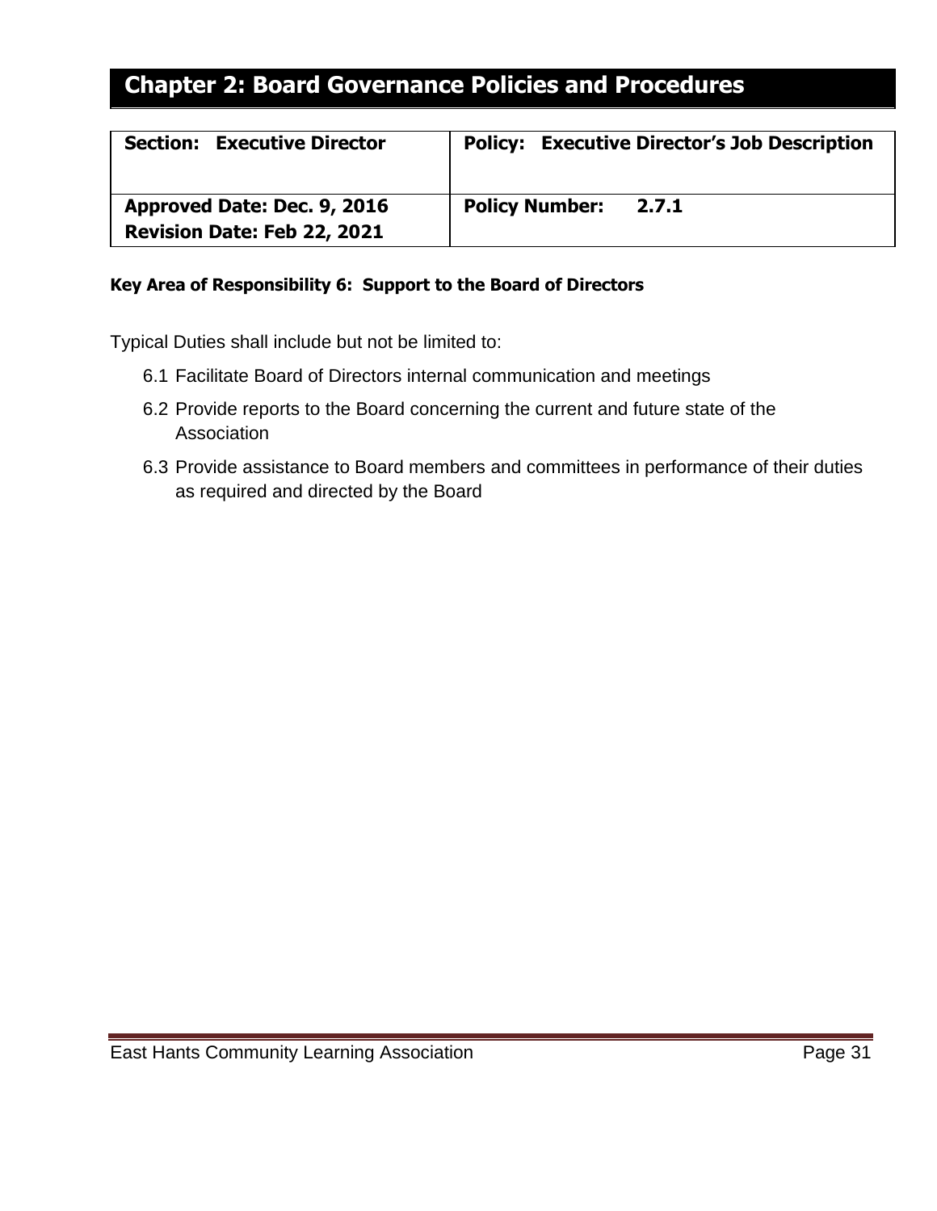# Chapter 2: Board Governance Policies and Procedures

| **Section: Executive Director** | **Policy: Executive Director's Job Description** |
|---|---|
| **Approved Date: Dec. 9, 2016**<br>**Revision Date: Feb 22, 2021** | **Policy Number: 2.7.1** |

**Key Area of Responsibility 6: Support to the Board of Directors**

Typical Duties shall include but not be limited to:

6.1 Facilitate Board of Directors internal communication and meetings

6.2 Provide reports to the Board concerning the current and future state of the Association

6.3 Provide assistance to Board members and committees in performance of their duties as required and directed by the Board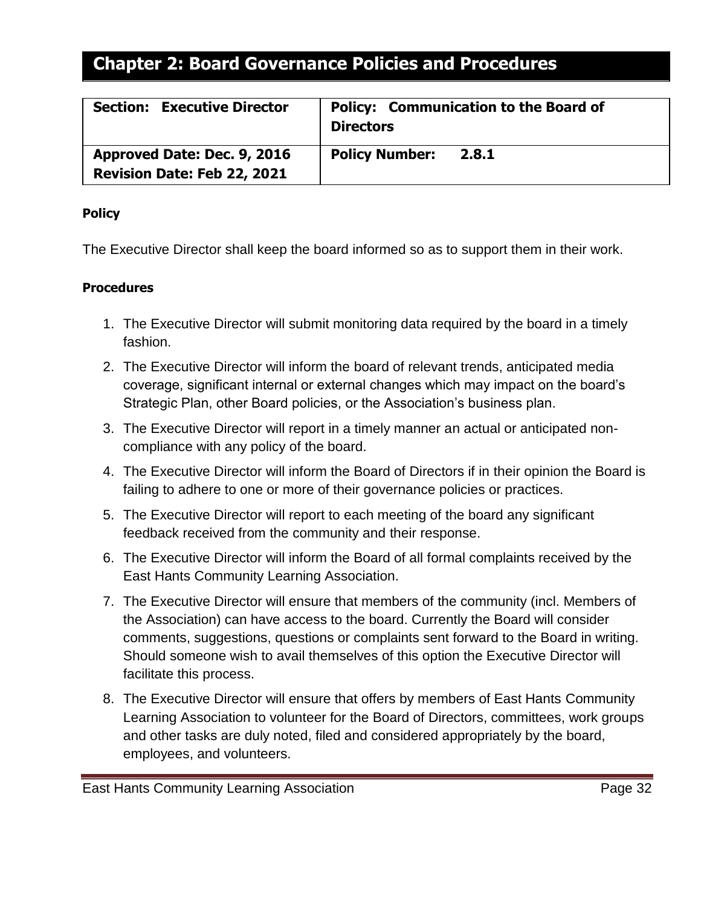# Chapter 2: Board Governance Policies and Procedures

| **Section: Executive Director** | **Policy: Communication to the Board of Directors** |
|---|---|
| **Approved Date: Dec. 9, 2016**<br>**Revision Date: Feb 22, 2021** | **Policy Number: 2.8.1** |

**Policy**

The Executive Director shall keep the board informed so as to support them in their work.

**Procedures**

1. The Executive Director will submit monitoring data required by the board in a timely fashion.
2. The Executive Director will inform the board of relevant trends, anticipated media coverage, significant internal or external changes which may impact on the board's Strategic Plan, other Board policies, or the Association's business plan.
3. The Executive Director will report in a timely manner an actual or anticipated non-compliance with any policy of the board.
4. The Executive Director will inform the Board of Directors if in their opinion the Board is failing to adhere to one or more of their governance policies or practices.
5. The Executive Director will report to each meeting of the board any significant feedback received from the community and their response.
6. The Executive Director will inform the Board of all formal complaints received by the East Hants Community Learning Association.
7. The Executive Director will ensure that members of the community (incl. Members of the Association) can have access to the board. Currently the Board will consider comments, suggestions, questions or complaints sent forward to the Board in writing. Should someone wish to avail themselves of this option the Executive Director will facilitate this process.
8. The Executive Director will ensure that offers by members of East Hants Community Learning Association to volunteer for the Board of Directors, committees, work groups and other tasks are duly noted, filed and considered appropriately by the board, employees, and volunteers.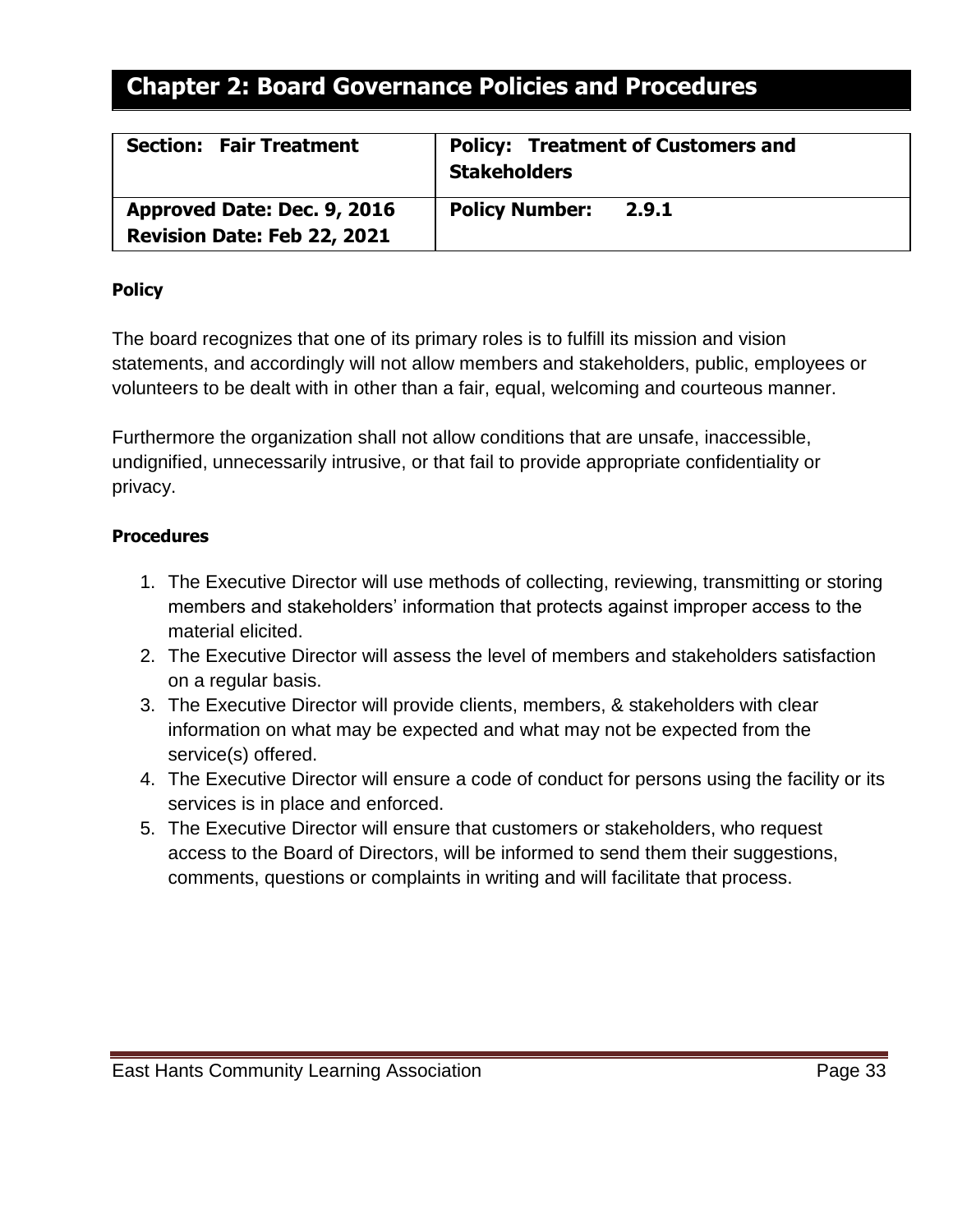# Chapter 2: Board Governance Policies and Procedures

| Section: Fair Treatment | Policy: Treatment of Customers and Stakeholders |
|---|---|
| Approved Date: Dec. 9, 2016<br>Revision Date: Feb 22, 2021 | Policy Number: 2.9.1 |

**Policy**

The board recognizes that one of its primary roles is to fulfill its mission and vision statements, and accordingly will not allow members and stakeholders, public, employees or volunteers to be dealt with in other than a fair, equal, welcoming and courteous manner.

Furthermore the organization shall not allow conditions that are unsafe, inaccessible, undignified, unnecessarily intrusive, or that fail to provide appropriate confidentiality or privacy.

**Procedures**

1. The Executive Director will use methods of collecting, reviewing, transmitting or storing members and stakeholders' information that protects against improper access to the material elicited.
2. The Executive Director will assess the level of members and stakeholders satisfaction on a regular basis.
3. The Executive Director will provide clients, members, & stakeholders with clear information on what may be expected and what may not be expected from the service(s) offered.
4. The Executive Director will ensure a code of conduct for persons using the facility or its services is in place and enforced.
5. The Executive Director will ensure that customers or stakeholders, who request access to the Board of Directors, will be informed to send them their suggestions, comments, questions or complaints in writing and will facilitate that process.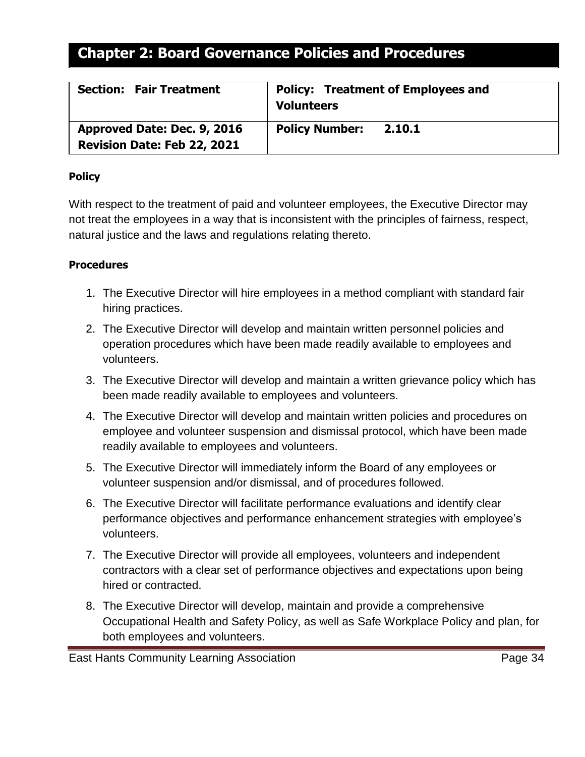# Chapter 2: Board Governance Policies and Procedures

| **Section: Fair Treatment** | **Policy: Treatment of Employees and Volunteers** |
|---|---|
| **Approved Date: Dec. 9, 2016**<br>**Revision Date: Feb 22, 2021** | **Policy Number: 2.10.1** |

**Policy**

With respect to the treatment of paid and volunteer employees, the Executive Director may not treat the employees in a way that is inconsistent with the principles of fairness, respect, natural justice and the laws and regulations relating thereto.

**Procedures**

1. The Executive Director will hire employees in a method compliant with standard fair hiring practices.
2. The Executive Director will develop and maintain written personnel policies and operation procedures which have been made readily available to employees and volunteers.
3. The Executive Director will develop and maintain a written grievance policy which has been made readily available to employees and volunteers.
4. The Executive Director will develop and maintain written policies and procedures on employee and volunteer suspension and dismissal protocol, which have been made readily available to employees and volunteers.
5. The Executive Director will immediately inform the Board of any employees or volunteer suspension and/or dismissal, and of procedures followed.
6. The Executive Director will facilitate performance evaluations and identify clear performance objectives and performance enhancement strategies with employee's volunteers.
7. The Executive Director will provide all employees, volunteers and independent contractors with a clear set of performance objectives and expectations upon being hired or contracted.
8. The Executive Director will develop, maintain and provide a comprehensive Occupational Health and Safety Policy, as well as Safe Workplace Policy and plan, for both employees and volunteers.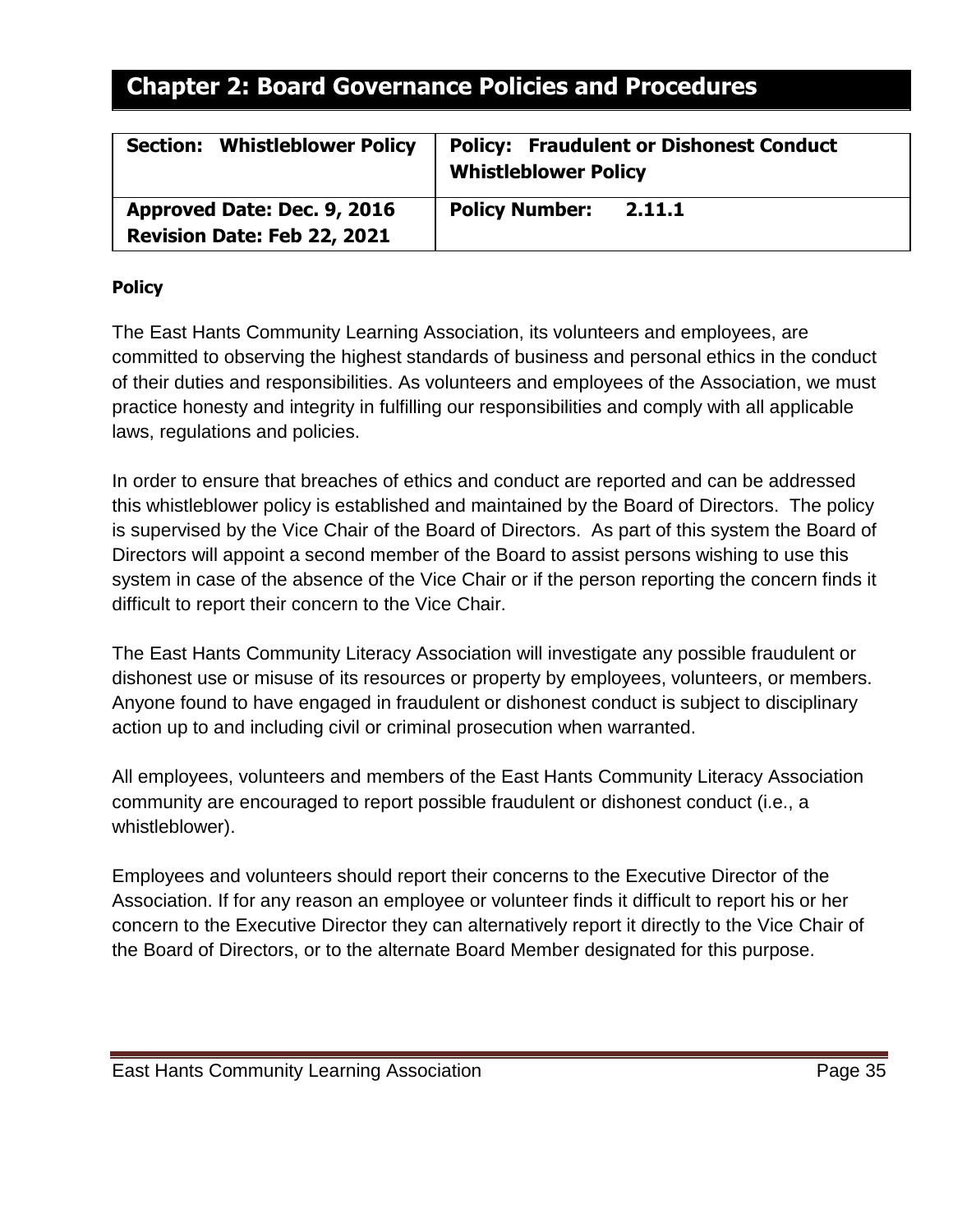# Chapter 2: Board Governance Policies and Procedures

| Section: Whistleblower Policy | Policy: Fraudulent or Dishonest Conduct Whistleblower Policy |
|---|---|
| Approved Date: Dec. 9, 2016<br>Revision Date: Feb 22, 2021 | Policy Number: 2.11.1 |

**Policy**

The East Hants Community Learning Association, its volunteers and employees, are committed to observing the highest standards of business and personal ethics in the conduct of their duties and responsibilities. As volunteers and employees of the Association, we must practice honesty and integrity in fulfilling our responsibilities and comply with all applicable laws, regulations and policies.

In order to ensure that breaches of ethics and conduct are reported and can be addressed this whistleblower policy is established and maintained by the Board of Directors. The policy is supervised by the Vice Chair of the Board of Directors. As part of this system the Board of Directors will appoint a second member of the Board to assist persons wishing to use this system in case of the absence of the Vice Chair or if the person reporting the concern finds it difficult to report their concern to the Vice Chair.

The East Hants Community Literacy Association will investigate any possible fraudulent or dishonest use or misuse of its resources or property by employees, volunteers, or members. Anyone found to have engaged in fraudulent or dishonest conduct is subject to disciplinary action up to and including civil or criminal prosecution when warranted.

All employees, volunteers and members of the East Hants Community Literacy Association community are encouraged to report possible fraudulent or dishonest conduct (i.e., a whistleblower).

Employees and volunteers should report their concerns to the Executive Director of the Association. If for any reason an employee or volunteer finds it difficult to report his or her concern to the Executive Director they can alternatively report it directly to the Vice Chair of the Board of Directors, or to the alternate Board Member designated for this purpose.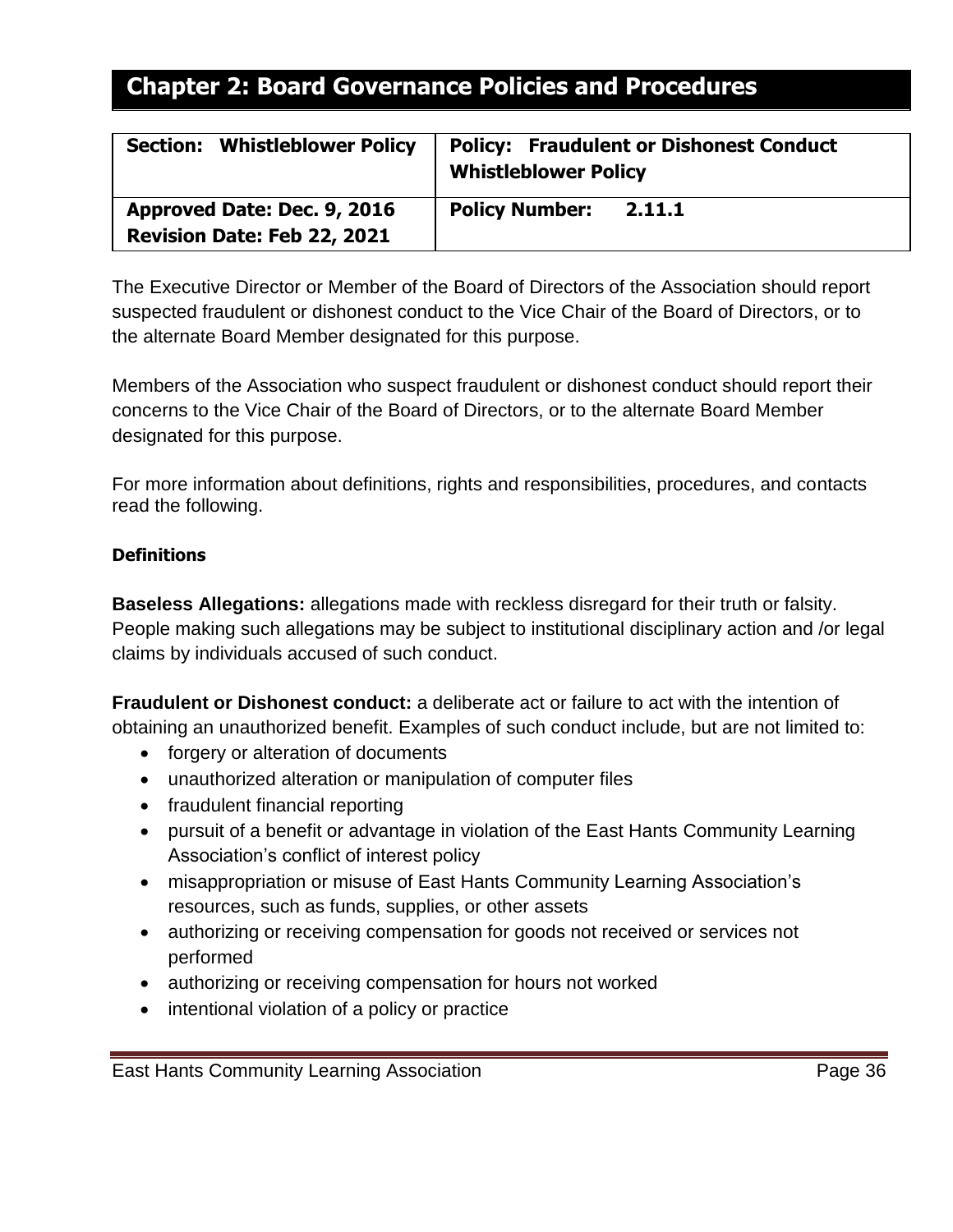# Chapter 2: Board Governance Policies and Procedures

| **Section: Whistleblower Policy** | **Policy: Fraudulent or Dishonest Conduct Whistleblower Policy** |
|---|---|
| **Approved Date: Dec. 9, 2016**<br>**Revision Date: Feb 22, 2021** | **Policy Number: 2.11.1** |

The Executive Director or Member of the Board of Directors of the Association should report suspected fraudulent or dishonest conduct to the Vice Chair of the Board of Directors, or to the alternate Board Member designated for this purpose.

Members of the Association who suspect fraudulent or dishonest conduct should report their concerns to the Vice Chair of the Board of Directors, or to the alternate Board Member designated for this purpose.

For more information about definitions, rights and responsibilities, procedures, and contacts read the following.

**Definitions**

**Baseless Allegations:** allegations made with reckless disregard for their truth or falsity. People making such allegations may be subject to institutional disciplinary action and /or legal claims by individuals accused of such conduct.

**Fraudulent or Dishonest conduct:** a deliberate act or failure to act with the intention of obtaining an unauthorized benefit. Examples of such conduct include, but are not limited to:

- forgery or alteration of documents
- unauthorized alteration or manipulation of computer files
- fraudulent financial reporting
- pursuit of a benefit or advantage in violation of the East Hants Community Learning Association's conflict of interest policy
- misappropriation or misuse of East Hants Community Learning Association's resources, such as funds, supplies, or other assets
- authorizing or receiving compensation for goods not received or services not performed
- authorizing or receiving compensation for hours not worked
- intentional violation of a policy or practice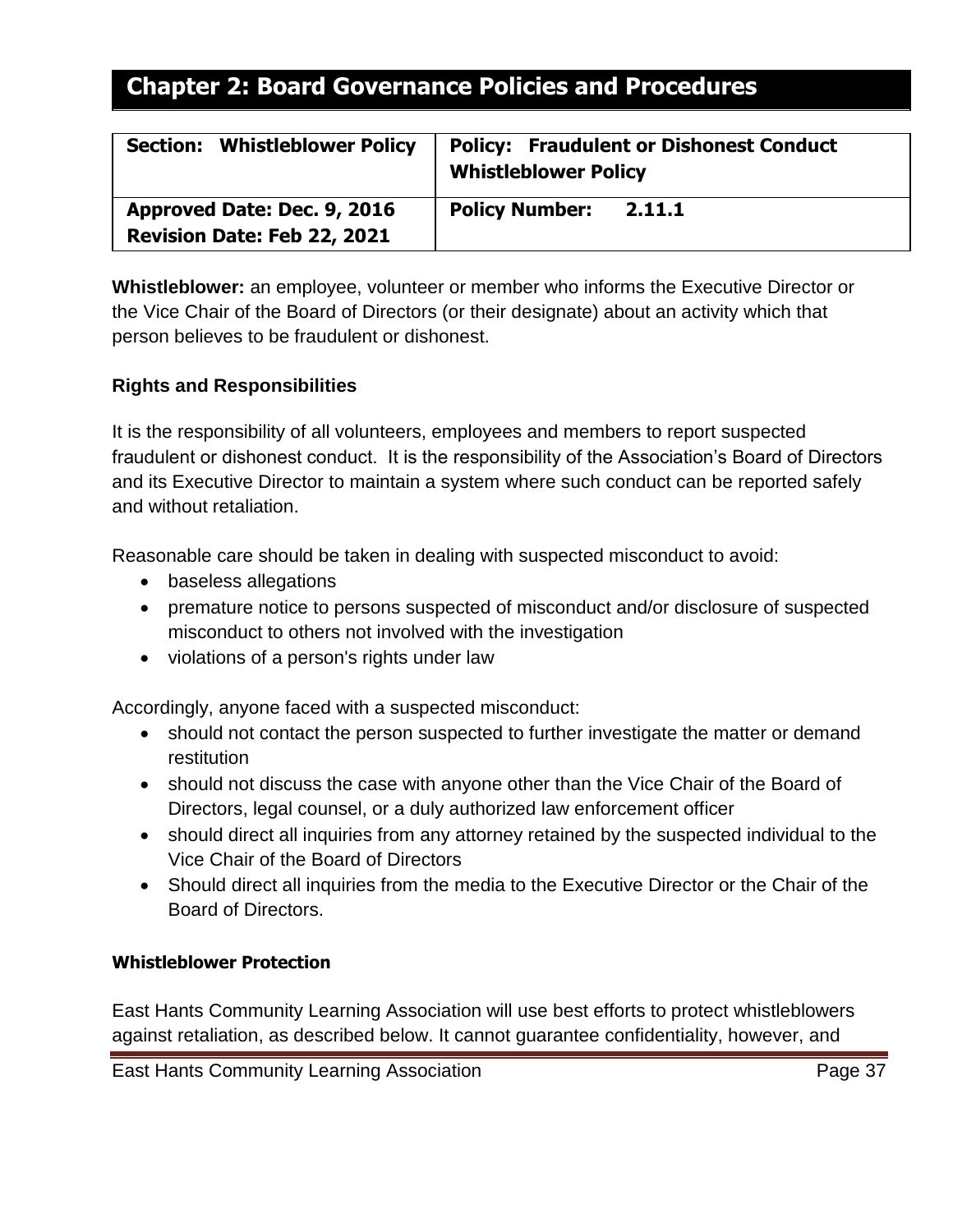# Chapter 2: Board Governance Policies and Procedures

| **Section: Whistleblower Policy** | **Policy: Fraudulent or Dishonest Conduct Whistleblower Policy** |
|---|---|
| **Approved Date: Dec. 9, 2016**<br>**Revision Date: Feb 22, 2021** | **Policy Number: 2.11.1** |

**Whistleblower:** an employee, volunteer or member who informs the Executive Director or the Vice Chair of the Board of Directors (or their designate) about an activity which that person believes to be fraudulent or dishonest.

### Rights and Responsibilities

It is the responsibility of all volunteers, employees and members to report suspected fraudulent or dishonest conduct. It is the responsibility of the Association's Board of Directors and its Executive Director to maintain a system where such conduct can be reported safely and without retaliation.

Reasonable care should be taken in dealing with suspected misconduct to avoid:

- baseless allegations
- premature notice to persons suspected of misconduct and/or disclosure of suspected misconduct to others not involved with the investigation
- violations of a person's rights under law

Accordingly, anyone faced with a suspected misconduct:

- should not contact the person suspected to further investigate the matter or demand restitution
- should not discuss the case with anyone other than the Vice Chair of the Board of Directors, legal counsel, or a duly authorized law enforcement officer
- should direct all inquiries from any attorney retained by the suspected individual to the Vice Chair of the Board of Directors
- Should direct all inquiries from the media to the Executive Director or the Chair of the Board of Directors.

### Whistleblower Protection

East Hants Community Learning Association will use best efforts to protect whistleblowers against retaliation, as described below. It cannot guarantee confidentiality, however, and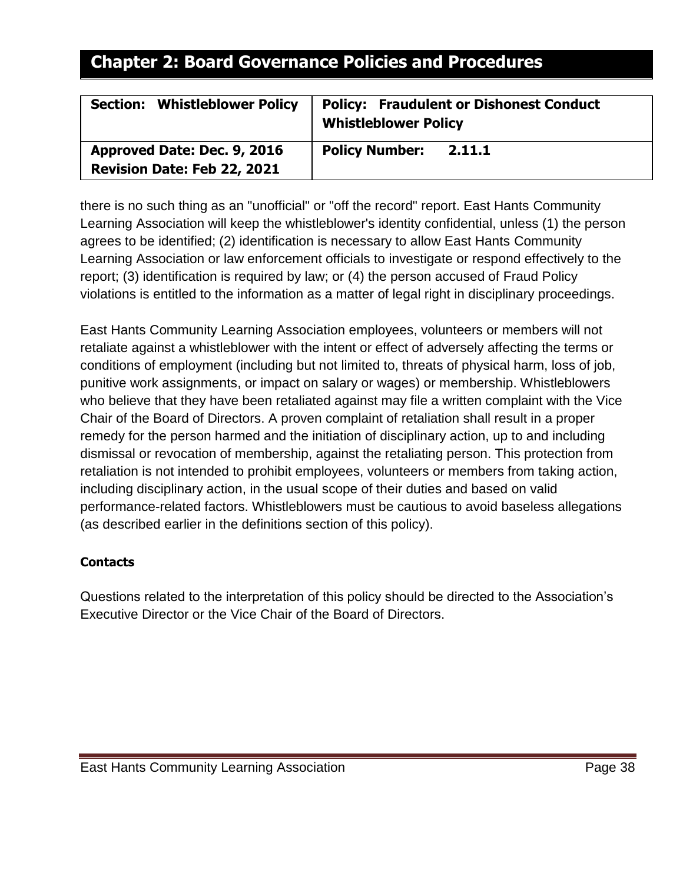## Chapter 2: Board Governance Policies and Procedures

| | |
|---|---|
| **Section: Whistleblower Policy** | **Policy: Fraudulent or Dishonest Conduct Whistleblower Policy** |
| **Approved Date: Dec. 9, 2016**<br>**Revision Date: Feb 22, 2021** | **Policy Number: 2.11.1** |

there is no such thing as an "unofficial" or "off the record" report. East Hants Community Learning Association will keep the whistleblower's identity confidential, unless (1) the person agrees to be identified; (2) identification is necessary to allow East Hants Community Learning Association or law enforcement officials to investigate or respond effectively to the report; (3) identification is required by law; or (4) the person accused of Fraud Policy violations is entitled to the information as a matter of legal right in disciplinary proceedings.

East Hants Community Learning Association employees, volunteers or members will not retaliate against a whistleblower with the intent or effect of adversely affecting the terms or conditions of employment (including but not limited to, threats of physical harm, loss of job, punitive work assignments, or impact on salary or wages) or membership. Whistleblowers who believe that they have been retaliated against may file a written complaint with the Vice Chair of the Board of Directors. A proven complaint of retaliation shall result in a proper remedy for the person harmed and the initiation of disciplinary action, up to and including dismissal or revocation of membership, against the retaliating person. This protection from retaliation is not intended to prohibit employees, volunteers or members from taking action, including disciplinary action, in the usual scope of their duties and based on valid performance-related factors. Whistleblowers must be cautious to avoid baseless allegations (as described earlier in the definitions section of this policy).

**Contacts**

Questions related to the interpretation of this policy should be directed to the Association's Executive Director or the Vice Chair of the Board of Directors.